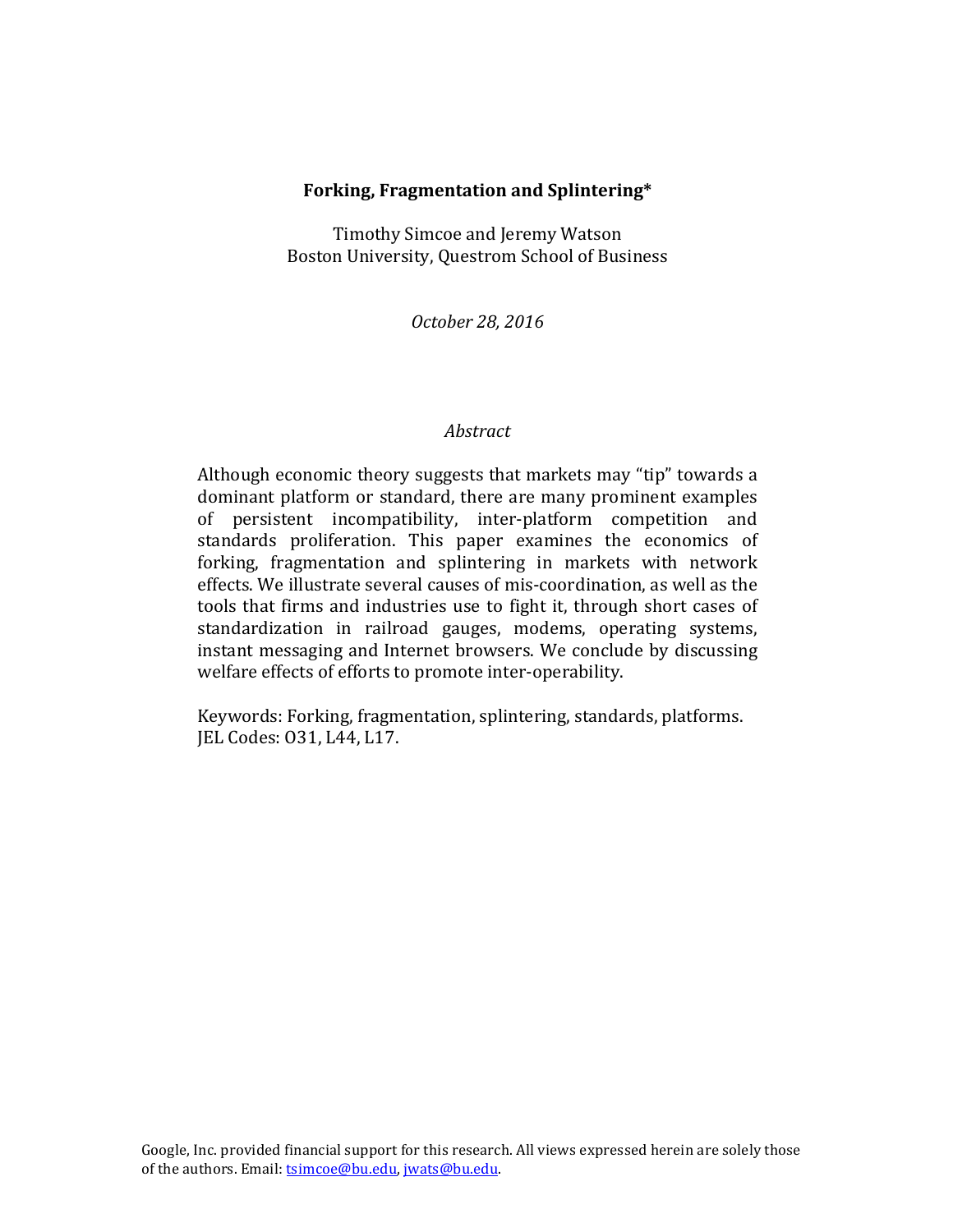# Forking, Fragmentation and Splintering*

Timothy Simcoe and Jeremy Watson
Boston University, Questrom School of Business

*October 28, 2016*

## *Abstract*

Although economic theory suggests that markets may "tip" towards a dominant platform or standard, there are many prominent examples of persistent incompatibility, inter-platform competition and standards proliferation. This paper examines the economics of forking, fragmentation and splintering in markets with network effects. We illustrate several causes of mis-coordination, as well as the tools that firms and industries use to fight it, through short cases of standardization in railroad gauges, modems, operating systems, instant messaging and Internet browsers. We conclude by discussing welfare effects of efforts to promote inter-operability.

Keywords: Forking, fragmentation, splintering, standards, platforms.
JEL Codes: O31, L44, L17.

Google, Inc. provided financial support for this research. All views expressed herein are solely those of the authors. Email: tsimcoe@bu.edu, jwats@bu.edu.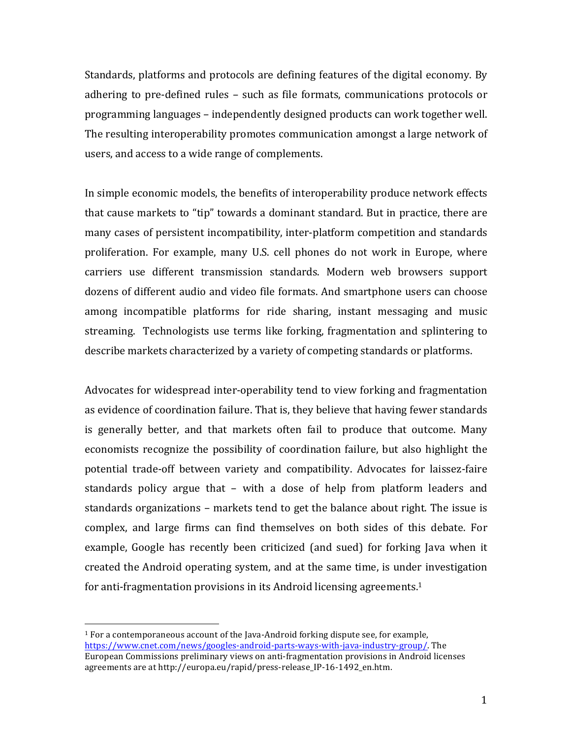Standards, platforms and protocols are defining features of the digital economy. By adhering to pre-defined rules – such as file formats, communications protocols or programming languages – independently designed products can work together well. The resulting interoperability promotes communication amongst a large network of users, and access to a wide range of complements.

In simple economic models, the benefits of interoperability produce network effects that cause markets to "tip" towards a dominant standard. But in practice, there are many cases of persistent incompatibility, inter-platform competition and standards proliferation. For example, many U.S. cell phones do not work in Europe, where carriers use different transmission standards. Modern web browsers support dozens of different audio and video file formats. And smartphone users can choose among incompatible platforms for ride sharing, instant messaging and music streaming. Technologists use terms like forking, fragmentation and splintering to describe markets characterized by a variety of competing standards or platforms.

Advocates for widespread inter-operability tend to view forking and fragmentation as evidence of coordination failure. That is, they believe that having fewer standards is generally better, and that markets often fail to produce that outcome. Many economists recognize the possibility of coordination failure, but also highlight the potential trade-off between variety and compatibility. Advocates for laissez-faire standards policy argue that – with a dose of help from platform leaders and standards organizations – markets tend to get the balance about right. The issue is complex, and large firms can find themselves on both sides of this debate. For example, Google has recently been criticized (and sued) for forking Java when it created the Android operating system, and at the same time, is under investigation for anti-fragmentation provisions in its Android licensing agreements.[1]

[1] For a contemporaneous account of the Java-Android forking dispute see, for example, https://www.cnet.com/news/googles-android-parts-ways-with-java-industry-group/. The European Commissions preliminary views on anti-fragmentation provisions in Android licenses agreements are at http://europa.eu/rapid/press-release_IP-16-1492_en.htm.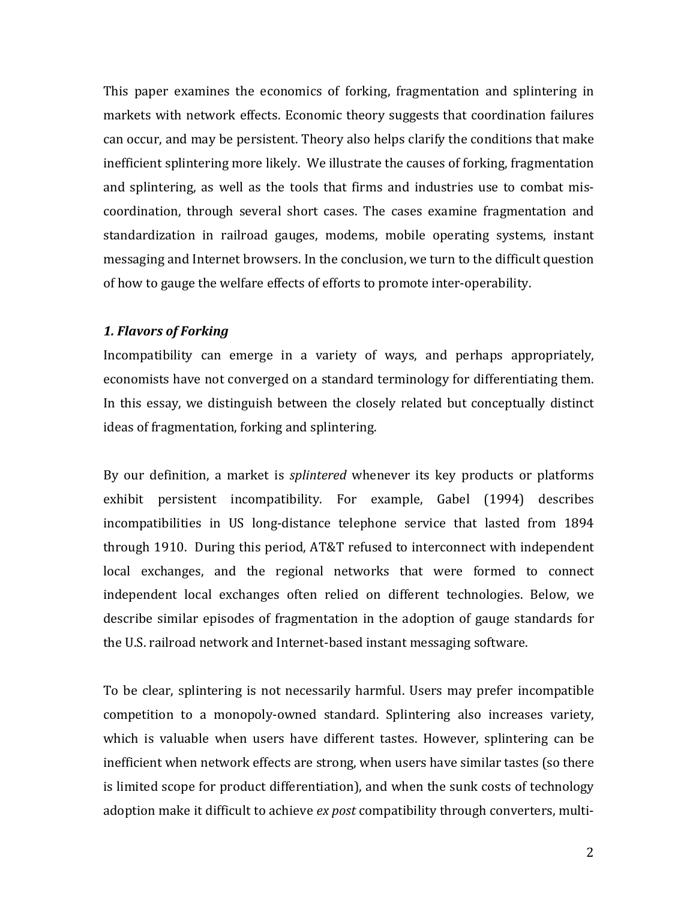This paper examines the economics of forking, fragmentation and splintering in markets with network effects. Economic theory suggests that coordination failures can occur, and may be persistent. Theory also helps clarify the conditions that make inefficient splintering more likely. We illustrate the causes of forking, fragmentation and splintering, as well as the tools that firms and industries use to combat mis-coordination, through several short cases. The cases examine fragmentation and standardization in railroad gauges, modems, mobile operating systems, instant messaging and Internet browsers. In the conclusion, we turn to the difficult question of how to gauge the welfare effects of efforts to promote inter-operability.

### *1. Flavors of Forking*

Incompatibility can emerge in a variety of ways, and perhaps appropriately, economists have not converged on a standard terminology for differentiating them. In this essay, we distinguish between the closely related but conceptually distinct ideas of fragmentation, forking and splintering.

By our definition, a market is *splintered* whenever its key products or platforms exhibit persistent incompatibility. For example, Gabel (1994) describes incompatibilities in US long-distance telephone service that lasted from 1894 through 1910. During this period, AT&T refused to interconnect with independent local exchanges, and the regional networks that were formed to connect independent local exchanges often relied on different technologies. Below, we describe similar episodes of fragmentation in the adoption of gauge standards for the U.S. railroad network and Internet-based instant messaging software.

To be clear, splintering is not necessarily harmful. Users may prefer incompatible competition to a monopoly-owned standard. Splintering also increases variety, which is valuable when users have different tastes. However, splintering can be inefficient when network effects are strong, when users have similar tastes (so there is limited scope for product differentiation), and when the sunk costs of technology adoption make it difficult to achieve *ex post* compatibility through converters, multi-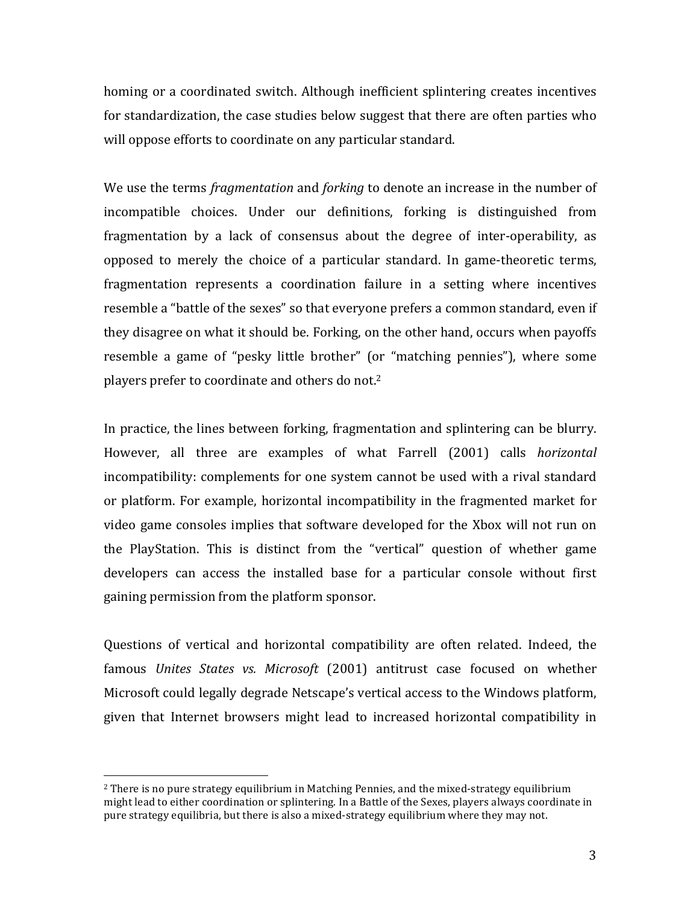homing or a coordinated switch. Although inefficient splintering creates incentives for standardization, the case studies below suggest that there are often parties who will oppose efforts to coordinate on any particular standard.

We use the terms *fragmentation* and *forking* to denote an increase in the number of incompatible choices. Under our definitions, forking is distinguished from fragmentation by a lack of consensus about the degree of inter-operability, as opposed to merely the choice of a particular standard. In game-theoretic terms, fragmentation represents a coordination failure in a setting where incentives resemble a "battle of the sexes" so that everyone prefers a common standard, even if they disagree on what it should be. Forking, on the other hand, occurs when payoffs resemble a game of "pesky little brother" (or "matching pennies"), where some players prefer to coordinate and others do not.[2]

In practice, the lines between forking, fragmentation and splintering can be blurry. However, all three are examples of what Farrell (2001) calls *horizontal* incompatibility: complements for one system cannot be used with a rival standard or platform. For example, horizontal incompatibility in the fragmented market for video game consoles implies that software developed for the Xbox will not run on the PlayStation. This is distinct from the "vertical" question of whether game developers can access the installed base for a particular console without first gaining permission from the platform sponsor.

Questions of vertical and horizontal compatibility are often related. Indeed, the famous *Unites States vs. Microsoft* (2001) antitrust case focused on whether Microsoft could legally degrade Netscape's vertical access to the Windows platform, given that Internet browsers might lead to increased horizontal compatibility in

---

[2] There is no pure strategy equilibrium in Matching Pennies, and the mixed-strategy equilibrium might lead to either coordination or splintering. In a Battle of the Sexes, players always coordinate in pure strategy equilibria, but there is also a mixed-strategy equilibrium where they may not.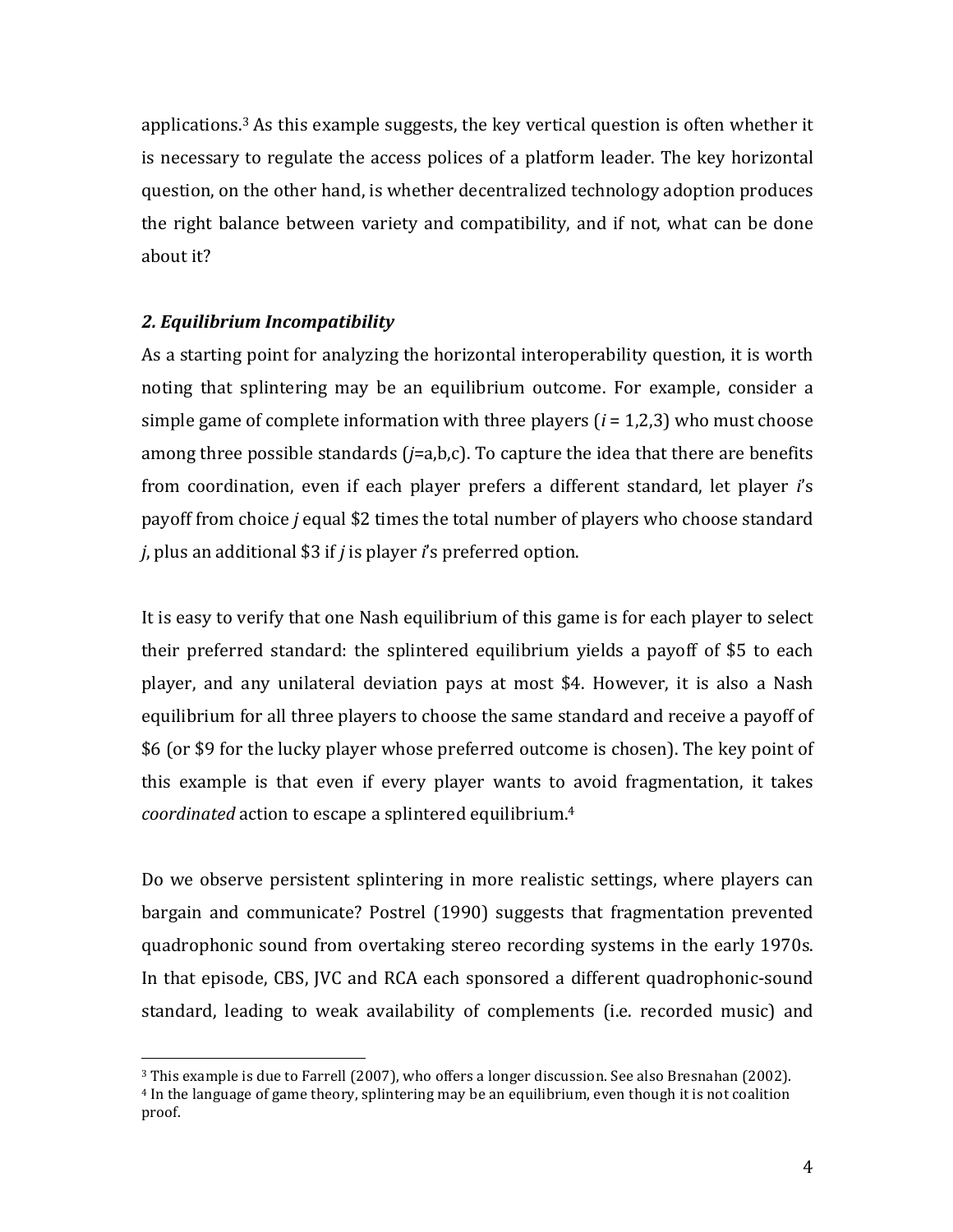applications.[3] As this example suggests, the key vertical question is often whether it is necessary to regulate the access polices of a platform leader. The key horizontal question, on the other hand, is whether decentralized technology adoption produces the right balance between variety and compatibility, and if not, what can be done about it?

### *2. Equilibrium Incompatibility*

As a starting point for analyzing the horizontal interoperability question, it is worth noting that splintering may be an equilibrium outcome. For example, consider a simple game of complete information with three players ($i$ = 1,2,3) who must choose among three possible standards ($j$=a,b,c). To capture the idea that there are benefits from coordination, even if each player prefers a different standard, let player $i$'s payoff from choice $j$ equal $2 times the total number of players who choose standard $j$, plus an additional $3 if $j$ is player $i$'s preferred option.

It is easy to verify that one Nash equilibrium of this game is for each player to select their preferred standard: the splintered equilibrium yields a payoff of $5 to each player, and any unilateral deviation pays at most $4. However, it is also a Nash equilibrium for all three players to choose the same standard and receive a payoff of $6 (or $9 for the lucky player whose preferred outcome is chosen). The key point of this example is that even if every player wants to avoid fragmentation, it takes *coordinated* action to escape a splintered equilibrium.[4]

Do we observe persistent splintering in more realistic settings, where players can bargain and communicate? Postrel (1990) suggests that fragmentation prevented quadrophonic sound from overtaking stereo recording systems in the early 1970s. In that episode, CBS, JVC and RCA each sponsored a different quadrophonic-sound standard, leading to weak availability of complements (i.e. recorded music) and

[3] This example is due to Farrell (2007), who offers a longer discussion. See also Bresnahan (2002).

[4] In the language of game theory, splintering may be an equilibrium, even though it is not coalition proof.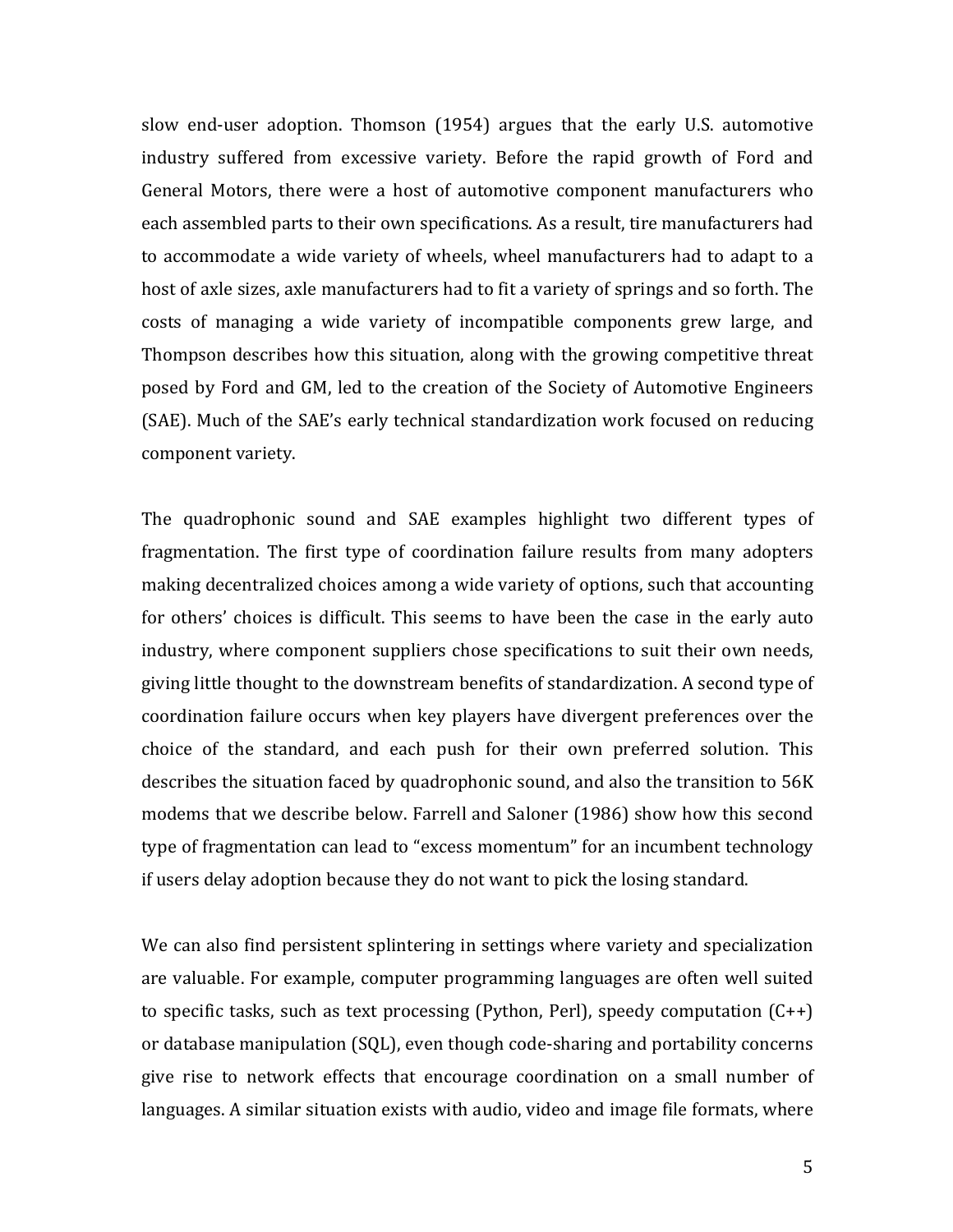slow end-user adoption. Thomson (1954) argues that the early U.S. automotive industry suffered from excessive variety. Before the rapid growth of Ford and General Motors, there were a host of automotive component manufacturers who each assembled parts to their own specifications. As a result, tire manufacturers had to accommodate a wide variety of wheels, wheel manufacturers had to adapt to a host of axle sizes, axle manufacturers had to fit a variety of springs and so forth. The costs of managing a wide variety of incompatible components grew large, and Thompson describes how this situation, along with the growing competitive threat posed by Ford and GM, led to the creation of the Society of Automotive Engineers (SAE). Much of the SAE's early technical standardization work focused on reducing component variety.

The quadrophonic sound and SAE examples highlight two different types of fragmentation. The first type of coordination failure results from many adopters making decentralized choices among a wide variety of options, such that accounting for others' choices is difficult. This seems to have been the case in the early auto industry, where component suppliers chose specifications to suit their own needs, giving little thought to the downstream benefits of standardization. A second type of coordination failure occurs when key players have divergent preferences over the choice of the standard, and each push for their own preferred solution. This describes the situation faced by quadrophonic sound, and also the transition to 56K modems that we describe below. Farrell and Saloner (1986) show how this second type of fragmentation can lead to "excess momentum" for an incumbent technology if users delay adoption because they do not want to pick the losing standard.

We can also find persistent splintering in settings where variety and specialization are valuable. For example, computer programming languages are often well suited to specific tasks, such as text processing (Python, Perl), speedy computation (C++) or database manipulation (SQL), even though code-sharing and portability concerns give rise to network effects that encourage coordination on a small number of languages. A similar situation exists with audio, video and image file formats, where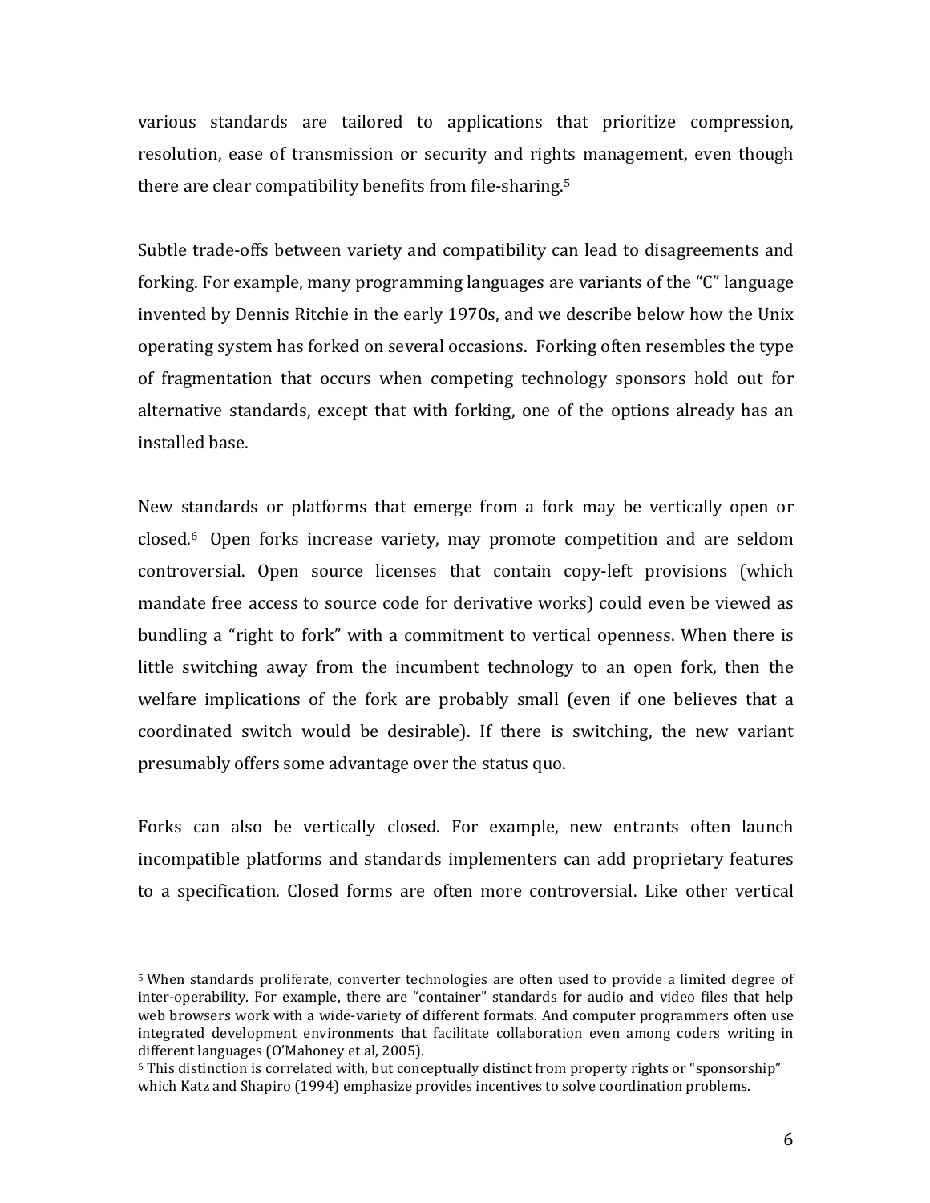various standards are tailored to applications that prioritize compression, resolution, ease of transmission or security and rights management, even though there are clear compatibility benefits from file-sharing.[5]

Subtle trade-offs between variety and compatibility can lead to disagreements and forking. For example, many programming languages are variants of the "C" language invented by Dennis Ritchie in the early 1970s, and we describe below how the Unix operating system has forked on several occasions. Forking often resembles the type of fragmentation that occurs when competing technology sponsors hold out for alternative standards, except that with forking, one of the options already has an installed base.

New standards or platforms that emerge from a fork may be vertically open or closed.[6] Open forks increase variety, may promote competition and are seldom controversial. Open source licenses that contain copy-left provisions (which mandate free access to source code for derivative works) could even be viewed as bundling a "right to fork" with a commitment to vertical openness. When there is little switching away from the incumbent technology to an open fork, then the welfare implications of the fork are probably small (even if one believes that a coordinated switch would be desirable). If there is switching, the new variant presumably offers some advantage over the status quo.

Forks can also be vertically closed. For example, new entrants often launch incompatible platforms and standards implementers can add proprietary features to a specification. Closed forms are often more controversial. Like other vertical

---

[5] When standards proliferate, converter technologies are often used to provide a limited degree of inter-operability. For example, there are "container" standards for audio and video files that help web browsers work with a wide-variety of different formats. And computer programmers often use integrated development environments that facilitate collaboration even among coders writing in different languages (O'Mahoney et al, 2005).

[6] This distinction is correlated with, but conceptually distinct from property rights or "sponsorship" which Katz and Shapiro (1994) emphasize provides incentives to solve coordination problems.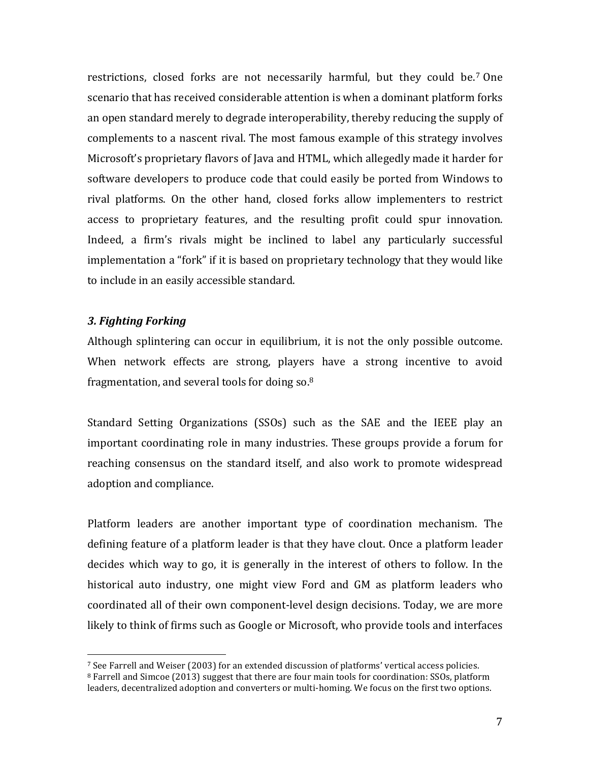restrictions, closed forks are not necessarily harmful, but they could be.[7] One scenario that has received considerable attention is when a dominant platform forks an open standard merely to degrade interoperability, thereby reducing the supply of complements to a nascent rival. The most famous example of this strategy involves Microsoft's proprietary flavors of Java and HTML, which allegedly made it harder for software developers to produce code that could easily be ported from Windows to rival platforms. On the other hand, closed forks allow implementers to restrict access to proprietary features, and the resulting profit could spur innovation. Indeed, a firm's rivals might be inclined to label any particularly successful implementation a "fork" if it is based on proprietary technology that they would like to include in an easily accessible standard.

### *3. Fighting Forking*

Although splintering can occur in equilibrium, it is not the only possible outcome. When network effects are strong, players have a strong incentive to avoid fragmentation, and several tools for doing so.[8]

Standard Setting Organizations (SSOs) such as the SAE and the IEEE play an important coordinating role in many industries. These groups provide a forum for reaching consensus on the standard itself, and also work to promote widespread adoption and compliance.

Platform leaders are another important type of coordination mechanism. The defining feature of a platform leader is that they have clout. Once a platform leader decides which way to go, it is generally in the interest of others to follow. In the historical auto industry, one might view Ford and GM as platform leaders who coordinated all of their own component-level design decisions. Today, we are more likely to think of firms such as Google or Microsoft, who provide tools and interfaces

---

[7] See Farrell and Weiser (2003) for an extended discussion of platforms' vertical access policies.

[8] Farrell and Simcoe (2013) suggest that there are four main tools for coordination: SSOs, platform leaders, decentralized adoption and converters or multi-homing. We focus on the first two options.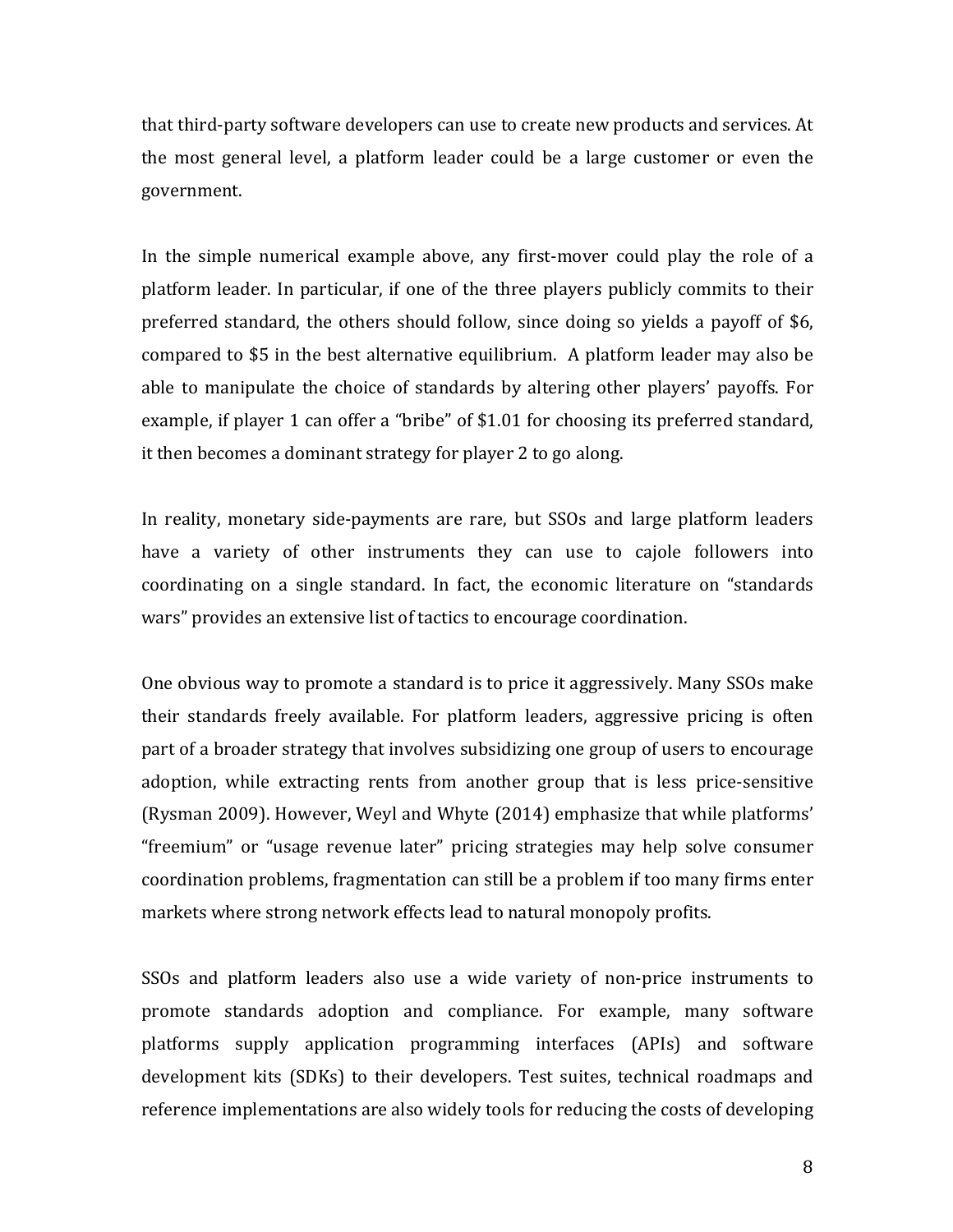that third-party software developers can use to create new products and services. At the most general level, a platform leader could be a large customer or even the government.

In the simple numerical example above, any first-mover could play the role of a platform leader. In particular, if one of the three players publicly commits to their preferred standard, the others should follow, since doing so yields a payoff of $6, compared to $5 in the best alternative equilibrium. A platform leader may also be able to manipulate the choice of standards by altering other players' payoffs. For example, if player 1 can offer a "bribe" of $1.01 for choosing its preferred standard, it then becomes a dominant strategy for player 2 to go along.

In reality, monetary side-payments are rare, but SSOs and large platform leaders have a variety of other instruments they can use to cajole followers into coordinating on a single standard. In fact, the economic literature on "standards wars" provides an extensive list of tactics to encourage coordination.

One obvious way to promote a standard is to price it aggressively. Many SSOs make their standards freely available. For platform leaders, aggressive pricing is often part of a broader strategy that involves subsidizing one group of users to encourage adoption, while extracting rents from another group that is less price-sensitive (Rysman 2009). However, Weyl and Whyte (2014) emphasize that while platforms' "freemium" or "usage revenue later" pricing strategies may help solve consumer coordination problems, fragmentation can still be a problem if too many firms enter markets where strong network effects lead to natural monopoly profits.

SSOs and platform leaders also use a wide variety of non-price instruments to promote standards adoption and compliance. For example, many software platforms supply application programming interfaces (APIs) and software development kits (SDKs) to their developers. Test suites, technical roadmaps and reference implementations are also widely tools for reducing the costs of developing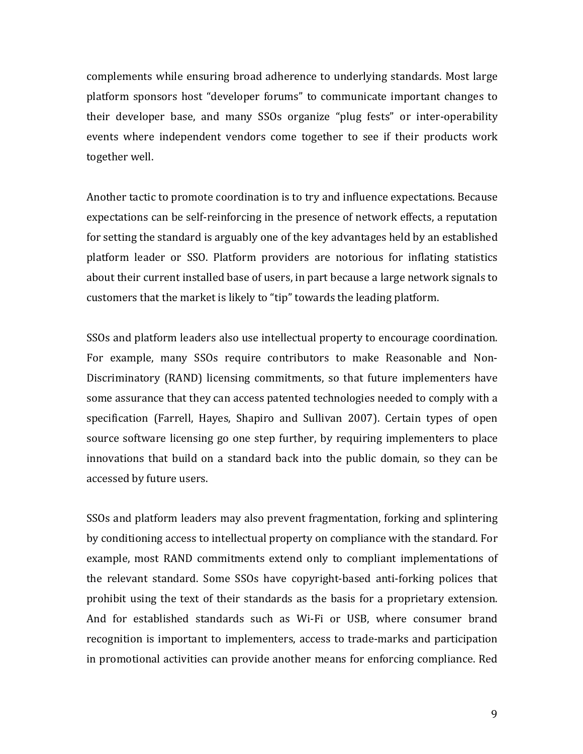complements while ensuring broad adherence to underlying standards. Most large platform sponsors host "developer forums" to communicate important changes to their developer base, and many SSOs organize "plug fests" or inter-operability events where independent vendors come together to see if their products work together well.

Another tactic to promote coordination is to try and influence expectations. Because expectations can be self-reinforcing in the presence of network effects, a reputation for setting the standard is arguably one of the key advantages held by an established platform leader or SSO. Platform providers are notorious for inflating statistics about their current installed base of users, in part because a large network signals to customers that the market is likely to "tip" towards the leading platform.

SSOs and platform leaders also use intellectual property to encourage coordination. For example, many SSOs require contributors to make Reasonable and Non-Discriminatory (RAND) licensing commitments, so that future implementers have some assurance that they can access patented technologies needed to comply with a specification (Farrell, Hayes, Shapiro and Sullivan 2007). Certain types of open source software licensing go one step further, by requiring implementers to place innovations that build on a standard back into the public domain, so they can be accessed by future users.

SSOs and platform leaders may also prevent fragmentation, forking and splintering by conditioning access to intellectual property on compliance with the standard. For example, most RAND commitments extend only to compliant implementations of the relevant standard. Some SSOs have copyright-based anti-forking polices that prohibit using the text of their standards as the basis for a proprietary extension. And for established standards such as Wi-Fi or USB, where consumer brand recognition is important to implementers, access to trade-marks and participation in promotional activities can provide another means for enforcing compliance. Red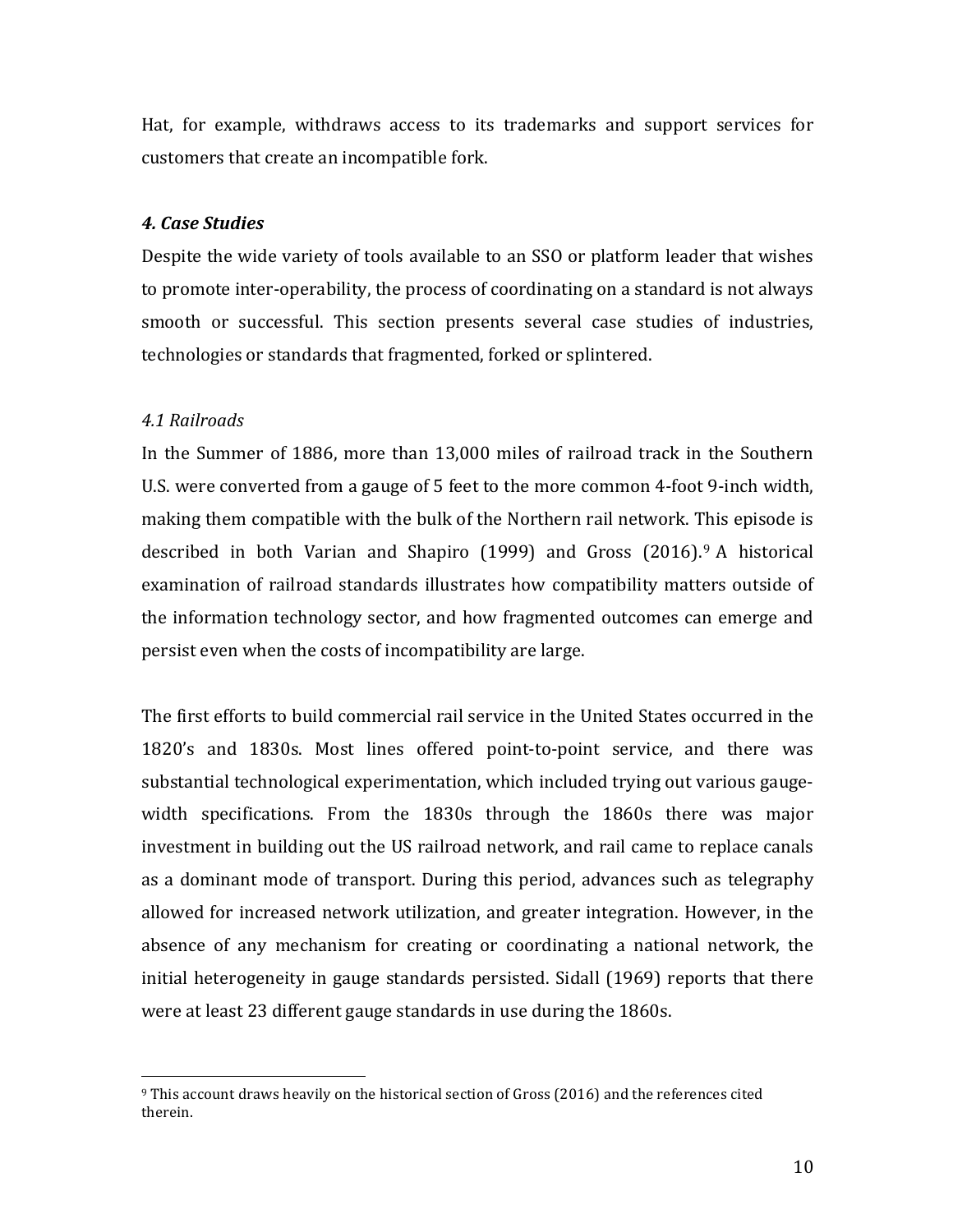Hat, for example, withdraws access to its trademarks and support services for customers that create an incompatible fork.

### *4. Case Studies*

Despite the wide variety of tools available to an SSO or platform leader that wishes to promote inter-operability, the process of coordinating on a standard is not always smooth or successful. This section presents several case studies of industries, technologies or standards that fragmented, forked or splintered.

#### *4.1 Railroads*

In the Summer of 1886, more than 13,000 miles of railroad track in the Southern U.S. were converted from a gauge of 5 feet to the more common 4-foot 9-inch width, making them compatible with the bulk of the Northern rail network. This episode is described in both Varian and Shapiro (1999) and Gross (2016).[9] A historical examination of railroad standards illustrates how compatibility matters outside of the information technology sector, and how fragmented outcomes can emerge and persist even when the costs of incompatibility are large.

The first efforts to build commercial rail service in the United States occurred in the 1820's and 1830s. Most lines offered point-to-point service, and there was substantial technological experimentation, which included trying out various gauge-width specifications. From the 1830s through the 1860s there was major investment in building out the US railroad network, and rail came to replace canals as a dominant mode of transport. During this period, advances such as telegraphy allowed for increased network utilization, and greater integration. However, in the absence of any mechanism for creating or coordinating a national network, the initial heterogeneity in gauge standards persisted. Sidall (1969) reports that there were at least 23 different gauge standards in use during the 1860s.

[9] This account draws heavily on the historical section of Gross (2016) and the references cited therein.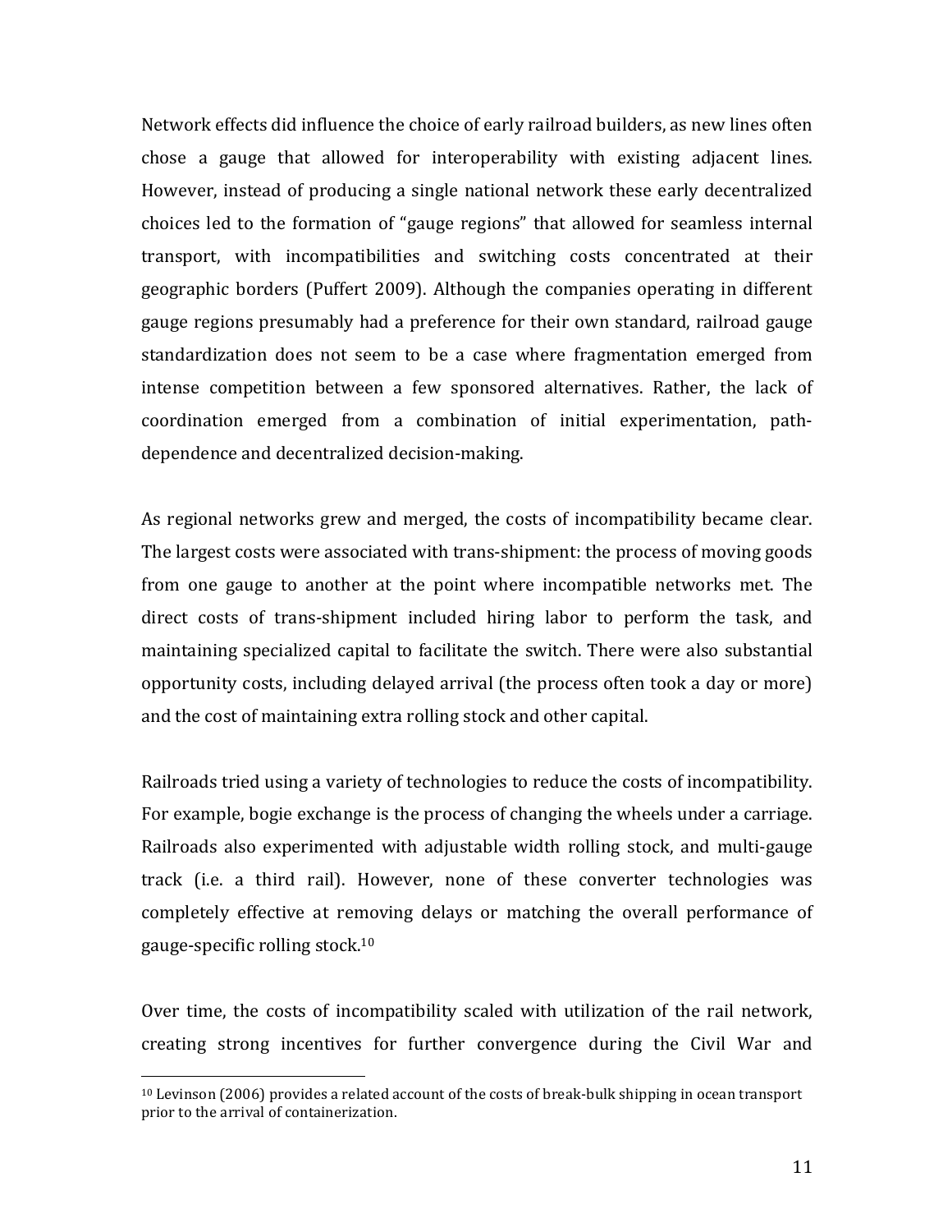Network effects did influence the choice of early railroad builders, as new lines often chose a gauge that allowed for interoperability with existing adjacent lines. However, instead of producing a single national network these early decentralized choices led to the formation of "gauge regions" that allowed for seamless internal transport, with incompatibilities and switching costs concentrated at their geographic borders (Puffert 2009). Although the companies operating in different gauge regions presumably had a preference for their own standard, railroad gauge standardization does not seem to be a case where fragmentation emerged from intense competition between a few sponsored alternatives. Rather, the lack of coordination emerged from a combination of initial experimentation, path-dependence and decentralized decision-making.

As regional networks grew and merged, the costs of incompatibility became clear. The largest costs were associated with trans-shipment: the process of moving goods from one gauge to another at the point where incompatible networks met. The direct costs of trans-shipment included hiring labor to perform the task, and maintaining specialized capital to facilitate the switch. There were also substantial opportunity costs, including delayed arrival (the process often took a day or more) and the cost of maintaining extra rolling stock and other capital.

Railroads tried using a variety of technologies to reduce the costs of incompatibility. For example, bogie exchange is the process of changing the wheels under a carriage. Railroads also experimented with adjustable width rolling stock, and multi-gauge track (i.e. a third rail). However, none of these converter technologies was completely effective at removing delays or matching the overall performance of gauge-specific rolling stock.[10]

Over time, the costs of incompatibility scaled with utilization of the rail network, creating strong incentives for further convergence during the Civil War and

[10] Levinson (2006) provides a related account of the costs of break-bulk shipping in ocean transport prior to the arrival of containerization.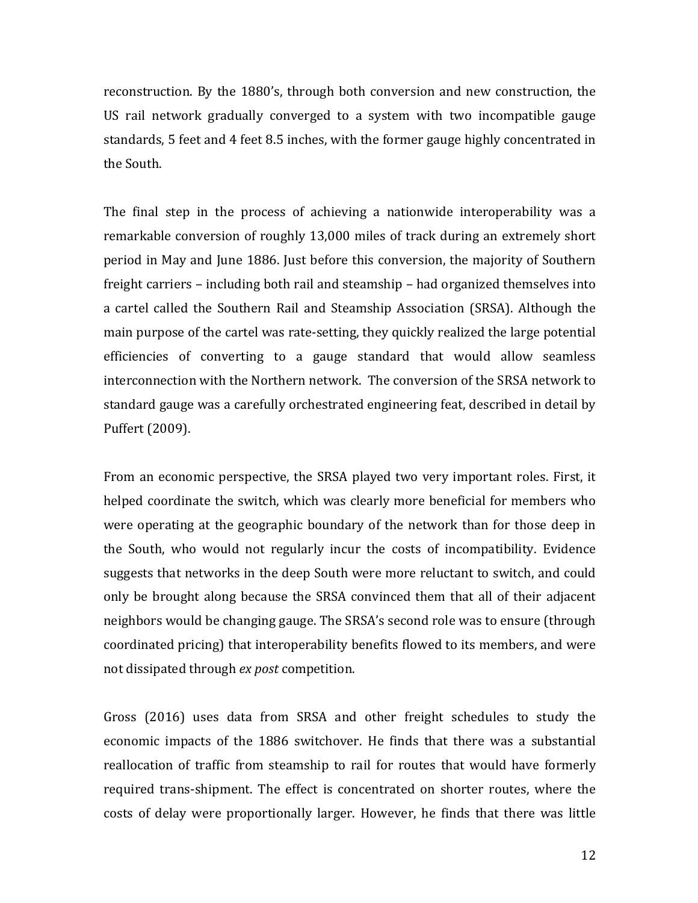reconstruction. By the 1880's, through both conversion and new construction, the US rail network gradually converged to a system with two incompatible gauge standards, 5 feet and 4 feet 8.5 inches, with the former gauge highly concentrated in the South.

The final step in the process of achieving a nationwide interoperability was a remarkable conversion of roughly 13,000 miles of track during an extremely short period in May and June 1886. Just before this conversion, the majority of Southern freight carriers – including both rail and steamship – had organized themselves into a cartel called the Southern Rail and Steamship Association (SRSA). Although the main purpose of the cartel was rate-setting, they quickly realized the large potential efficiencies of converting to a gauge standard that would allow seamless interconnection with the Northern network. The conversion of the SRSA network to standard gauge was a carefully orchestrated engineering feat, described in detail by Puffert (2009).

From an economic perspective, the SRSA played two very important roles. First, it helped coordinate the switch, which was clearly more beneficial for members who were operating at the geographic boundary of the network than for those deep in the South, who would not regularly incur the costs of incompatibility. Evidence suggests that networks in the deep South were more reluctant to switch, and could only be brought along because the SRSA convinced them that all of their adjacent neighbors would be changing gauge. The SRSA's second role was to ensure (through coordinated pricing) that interoperability benefits flowed to its members, and were not dissipated through *ex post* competition.

Gross (2016) uses data from SRSA and other freight schedules to study the economic impacts of the 1886 switchover. He finds that there was a substantial reallocation of traffic from steamship to rail for routes that would have formerly required trans-shipment. The effect is concentrated on shorter routes, where the costs of delay were proportionally larger. However, he finds that there was little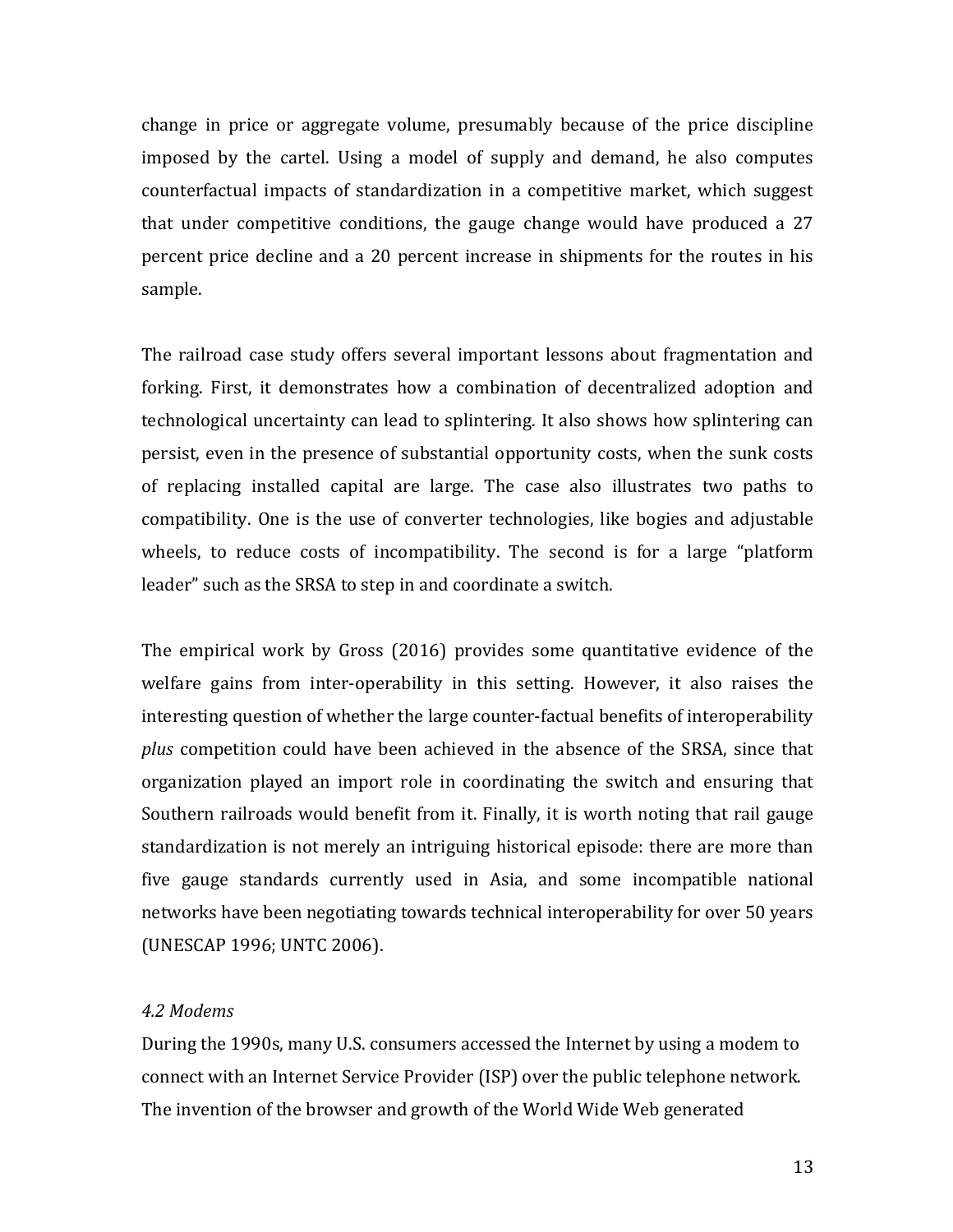change in price or aggregate volume, presumably because of the price discipline imposed by the cartel. Using a model of supply and demand, he also computes counterfactual impacts of standardization in a competitive market, which suggest that under competitive conditions, the gauge change would have produced a 27 percent price decline and a 20 percent increase in shipments for the routes in his sample.

The railroad case study offers several important lessons about fragmentation and forking. First, it demonstrates how a combination of decentralized adoption and technological uncertainty can lead to splintering. It also shows how splintering can persist, even in the presence of substantial opportunity costs, when the sunk costs of replacing installed capital are large. The case also illustrates two paths to compatibility. One is the use of converter technologies, like bogies and adjustable wheels, to reduce costs of incompatibility. The second is for a large "platform leader" such as the SRSA to step in and coordinate a switch.

The empirical work by Gross (2016) provides some quantitative evidence of the welfare gains from inter-operability in this setting. However, it also raises the interesting question of whether the large counter-factual benefits of interoperability *plus* competition could have been achieved in the absence of the SRSA, since that organization played an import role in coordinating the switch and ensuring that Southern railroads would benefit from it. Finally, it is worth noting that rail gauge standardization is not merely an intriguing historical episode: there are more than five gauge standards currently used in Asia, and some incompatible national networks have been negotiating towards technical interoperability for over 50 years (UNESCAP 1996; UNTC 2006).

### *4.2 Modems*

During the 1990s, many U.S. consumers accessed the Internet by using a modem to connect with an Internet Service Provider (ISP) over the public telephone network. The invention of the browser and growth of the World Wide Web generated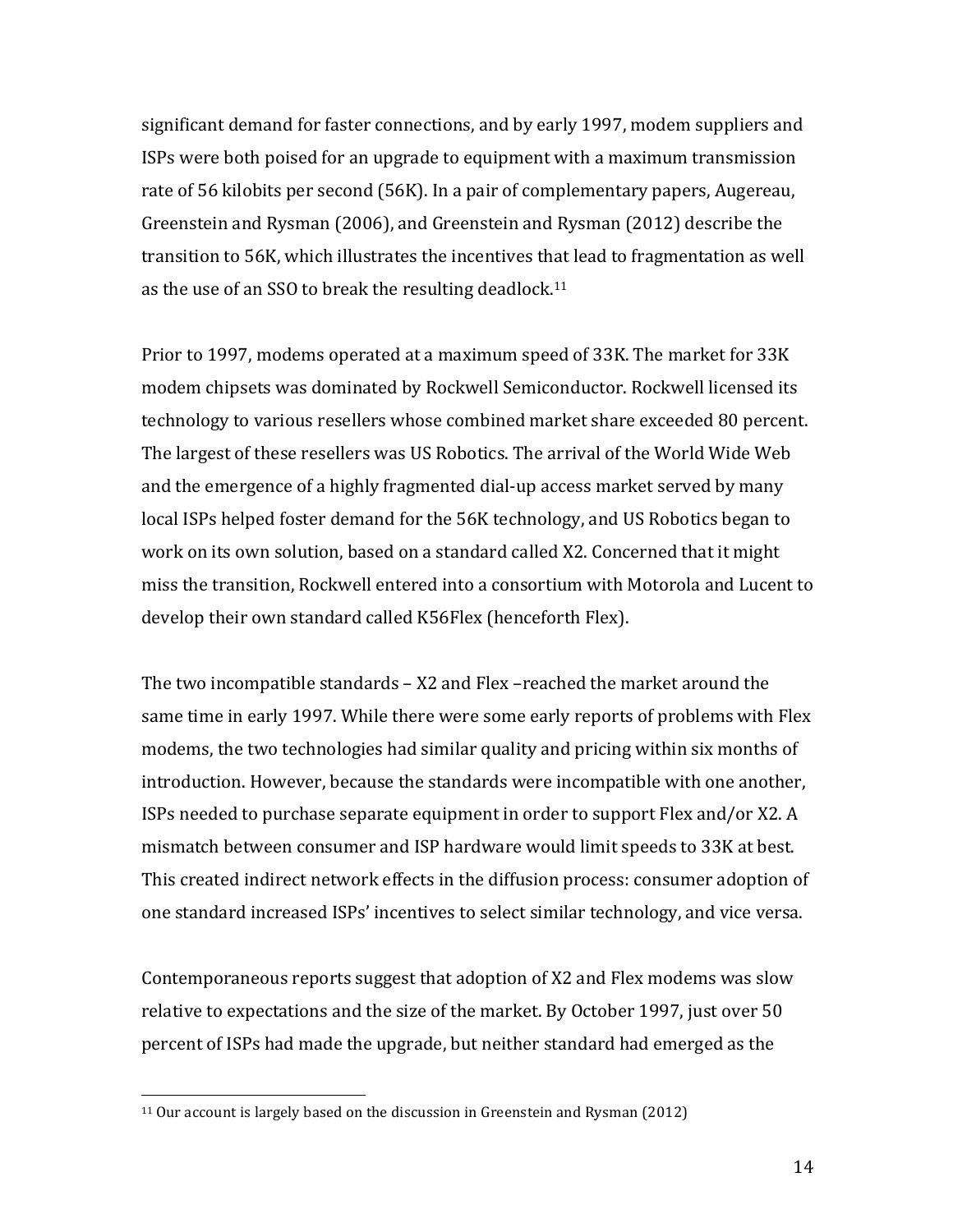significant demand for faster connections, and by early 1997, modem suppliers and ISPs were both poised for an upgrade to equipment with a maximum transmission rate of 56 kilobits per second (56K). In a pair of complementary papers, Augereau, Greenstein and Rysman (2006), and Greenstein and Rysman (2012) describe the transition to 56K, which illustrates the incentives that lead to fragmentation as well as the use of an SSO to break the resulting deadlock.[11]

Prior to 1997, modems operated at a maximum speed of 33K. The market for 33K modem chipsets was dominated by Rockwell Semiconductor. Rockwell licensed its technology to various resellers whose combined market share exceeded 80 percent. The largest of these resellers was US Robotics. The arrival of the World Wide Web and the emergence of a highly fragmented dial-up access market served by many local ISPs helped foster demand for the 56K technology, and US Robotics began to work on its own solution, based on a standard called X2. Concerned that it might miss the transition, Rockwell entered into a consortium with Motorola and Lucent to develop their own standard called K56Flex (henceforth Flex).

The two incompatible standards – X2 and Flex –reached the market around the same time in early 1997. While there were some early reports of problems with Flex modems, the two technologies had similar quality and pricing within six months of introduction. However, because the standards were incompatible with one another, ISPs needed to purchase separate equipment in order to support Flex and/or X2. A mismatch between consumer and ISP hardware would limit speeds to 33K at best. This created indirect network effects in the diffusion process: consumer adoption of one standard increased ISPs' incentives to select similar technology, and vice versa.

Contemporaneous reports suggest that adoption of X2 and Flex modems was slow relative to expectations and the size of the market. By October 1997, just over 50 percent of ISPs had made the upgrade, but neither standard had emerged as the

---

[11] Our account is largely based on the discussion in Greenstein and Rysman (2012)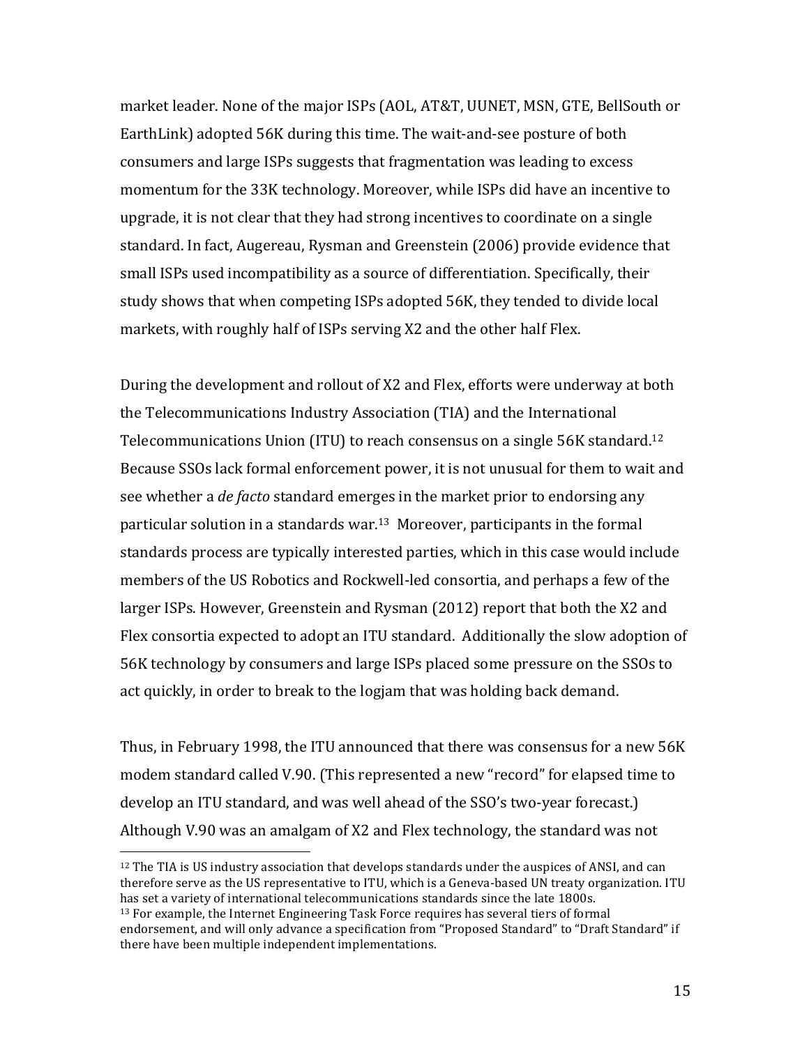market leader. None of the major ISPs (AOL, AT&T, UUNET, MSN, GTE, BellSouth or EarthLink) adopted 56K during this time. The wait-and-see posture of both consumers and large ISPs suggests that fragmentation was leading to excess momentum for the 33K technology. Moreover, while ISPs did have an incentive to upgrade, it is not clear that they had strong incentives to coordinate on a single standard. In fact, Augereau, Rysman and Greenstein (2006) provide evidence that small ISPs used incompatibility as a source of differentiation. Specifically, their study shows that when competing ISPs adopted 56K, they tended to divide local markets, with roughly half of ISPs serving X2 and the other half Flex.

During the development and rollout of X2 and Flex, efforts were underway at both the Telecommunications Industry Association (TIA) and the International Telecommunications Union (ITU) to reach consensus on a single 56K standard.[12] Because SSOs lack formal enforcement power, it is not unusual for them to wait and see whether a *de facto* standard emerges in the market prior to endorsing any particular solution in a standards war.[13] Moreover, participants in the formal standards process are typically interested parties, which in this case would include members of the US Robotics and Rockwell-led consortia, and perhaps a few of the larger ISPs. However, Greenstein and Rysman (2012) report that both the X2 and Flex consortia expected to adopt an ITU standard. Additionally the slow adoption of 56K technology by consumers and large ISPs placed some pressure on the SSOs to act quickly, in order to break to the logjam that was holding back demand.

Thus, in February 1998, the ITU announced that there was consensus for a new 56K modem standard called V.90. (This represented a new "record" for elapsed time to develop an ITU standard, and was well ahead of the SSO's two-year forecast.) Although V.90 was an amalgam of X2 and Flex technology, the standard was not

---

[12] The TIA is US industry association that develops standards under the auspices of ANSI, and can therefore serve as the US representative to ITU, which is a Geneva-based UN treaty organization. ITU has set a variety of international telecommunications standards since the late 1800s.

[13] For example, the Internet Engineering Task Force requires has several tiers of formal endorsement, and will only advance a specification from "Proposed Standard" to "Draft Standard" if there have been multiple independent implementations.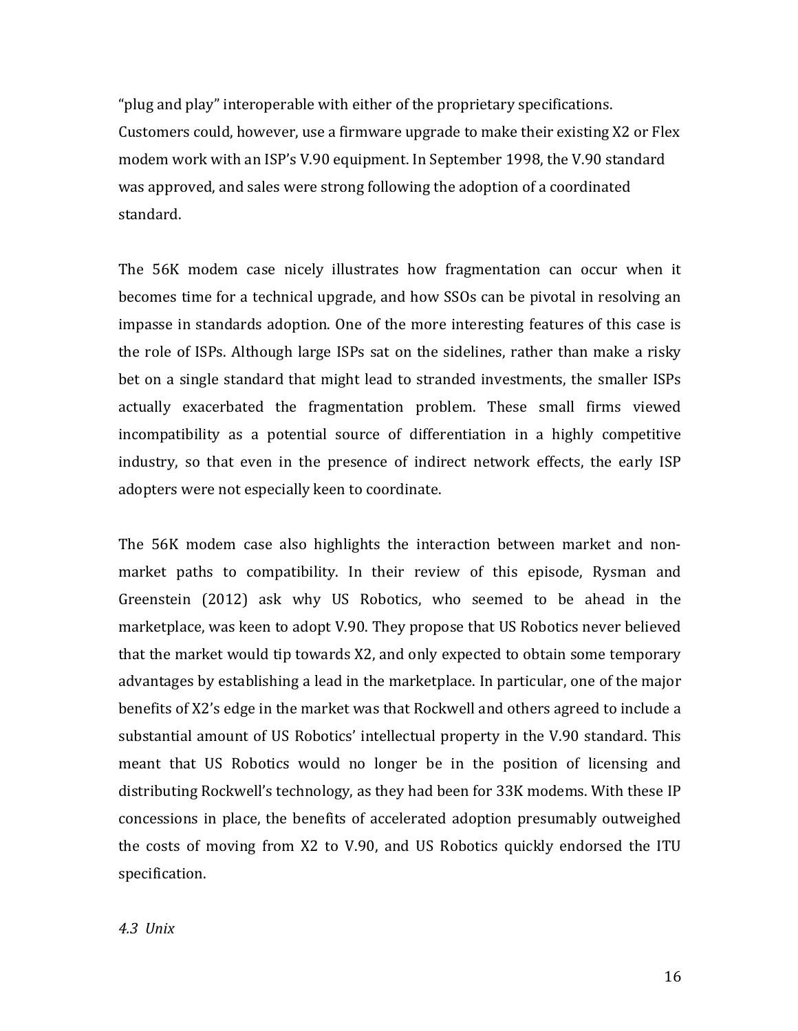"plug and play" interoperable with either of the proprietary specifications. Customers could, however, use a firmware upgrade to make their existing X2 or Flex modem work with an ISP's V.90 equipment. In September 1998, the V.90 standard was approved, and sales were strong following the adoption of a coordinated standard.

The 56K modem case nicely illustrates how fragmentation can occur when it becomes time for a technical upgrade, and how SSOs can be pivotal in resolving an impasse in standards adoption. One of the more interesting features of this case is the role of ISPs. Although large ISPs sat on the sidelines, rather than make a risky bet on a single standard that might lead to stranded investments, the smaller ISPs actually exacerbated the fragmentation problem. These small firms viewed incompatibility as a potential source of differentiation in a highly competitive industry, so that even in the presence of indirect network effects, the early ISP adopters were not especially keen to coordinate.

The 56K modem case also highlights the interaction between market and non-market paths to compatibility. In their review of this episode, Rysman and Greenstein (2012) ask why US Robotics, who seemed to be ahead in the marketplace, was keen to adopt V.90. They propose that US Robotics never believed that the market would tip towards X2, and only expected to obtain some temporary advantages by establishing a lead in the marketplace. In particular, one of the major benefits of X2's edge in the market was that Rockwell and others agreed to include a substantial amount of US Robotics' intellectual property in the V.90 standard. This meant that US Robotics would no longer be in the position of licensing and distributing Rockwell's technology, as they had been for 33K modems. With these IP concessions in place, the benefits of accelerated adoption presumably outweighed the costs of moving from X2 to V.90, and US Robotics quickly endorsed the ITU specification.

### *4.3 Unix*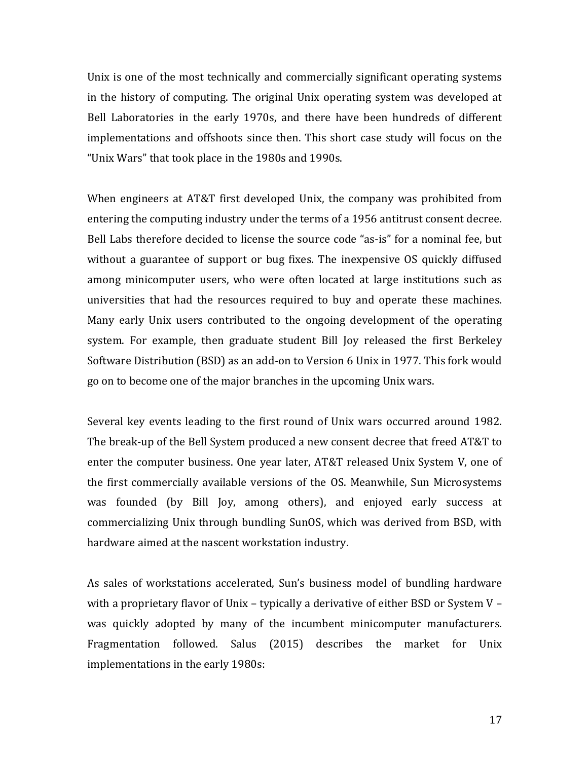Unix is one of the most technically and commercially significant operating systems in the history of computing. The original Unix operating system was developed at Bell Laboratories in the early 1970s, and there have been hundreds of different implementations and offshoots since then. This short case study will focus on the "Unix Wars" that took place in the 1980s and 1990s.

When engineers at AT&T first developed Unix, the company was prohibited from entering the computing industry under the terms of a 1956 antitrust consent decree. Bell Labs therefore decided to license the source code "as-is" for a nominal fee, but without a guarantee of support or bug fixes. The inexpensive OS quickly diffused among minicomputer users, who were often located at large institutions such as universities that had the resources required to buy and operate these machines. Many early Unix users contributed to the ongoing development of the operating system. For example, then graduate student Bill Joy released the first Berkeley Software Distribution (BSD) as an add-on to Version 6 Unix in 1977. This fork would go on to become one of the major branches in the upcoming Unix wars.

Several key events leading to the first round of Unix wars occurred around 1982. The break-up of the Bell System produced a new consent decree that freed AT&T to enter the computer business. One year later, AT&T released Unix System V, one of the first commercially available versions of the OS. Meanwhile, Sun Microsystems was founded (by Bill Joy, among others), and enjoyed early success at commercializing Unix through bundling SunOS, which was derived from BSD, with hardware aimed at the nascent workstation industry.

As sales of workstations accelerated, Sun's business model of bundling hardware with a proprietary flavor of Unix – typically a derivative of either BSD or System V – was quickly adopted by many of the incumbent minicomputer manufacturers. Fragmentation followed. Salus (2015) describes the market for Unix implementations in the early 1980s: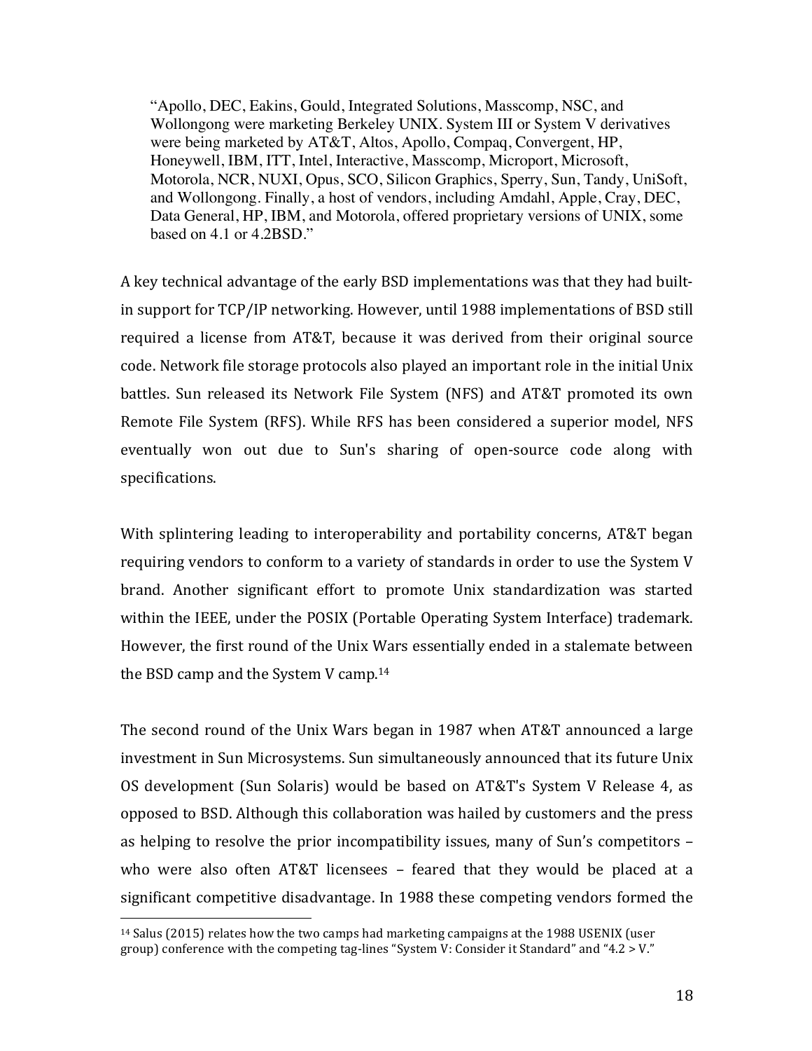> "Apollo, DEC, Eakins, Gould, Integrated Solutions, Masscomp, NSC, and Wollongong were marketing Berkeley UNIX. System III or System V derivatives were being marketed by AT&T, Altos, Apollo, Compaq, Convergent, HP, Honeywell, IBM, ITT, Intel, Interactive, Masscomp, Microport, Microsoft, Motorola, NCR, NUXI, Opus, SCO, Silicon Graphics, Sperry, Sun, Tandy, UniSoft, and Wollongong. Finally, a host of vendors, including Amdahl, Apple, Cray, DEC, Data General, HP, IBM, and Motorola, offered proprietary versions of UNIX, some based on 4.1 or 4.2BSD."

A key technical advantage of the early BSD implementations was that they had built-in support for TCP/IP networking. However, until 1988 implementations of BSD still required a license from AT&T, because it was derived from their original source code. Network file storage protocols also played an important role in the initial Unix battles. Sun released its Network File System (NFS) and AT&T promoted its own Remote File System (RFS). While RFS has been considered a superior model, NFS eventually won out due to Sun's sharing of open-source code along with specifications.

With splintering leading to interoperability and portability concerns, AT&T began requiring vendors to conform to a variety of standards in order to use the System V brand. Another significant effort to promote Unix standardization was started within the IEEE, under the POSIX (Portable Operating System Interface) trademark. However, the first round of the Unix Wars essentially ended in a stalemate between the BSD camp and the System V camp.[14]

The second round of the Unix Wars began in 1987 when AT&T announced a large investment in Sun Microsystems. Sun simultaneously announced that its future Unix OS development (Sun Solaris) would be based on AT&T's System V Release 4, as opposed to BSD. Although this collaboration was hailed by customers and the press as helping to resolve the prior incompatibility issues, many of Sun's competitors – who were also often AT&T licensees – feared that they would be placed at a significant competitive disadvantage. In 1988 these competing vendors formed the

[14] Salus (2015) relates how the two camps had marketing campaigns at the 1988 USENIX (user group) conference with the competing tag-lines "System V: Consider it Standard" and "4.2 > V."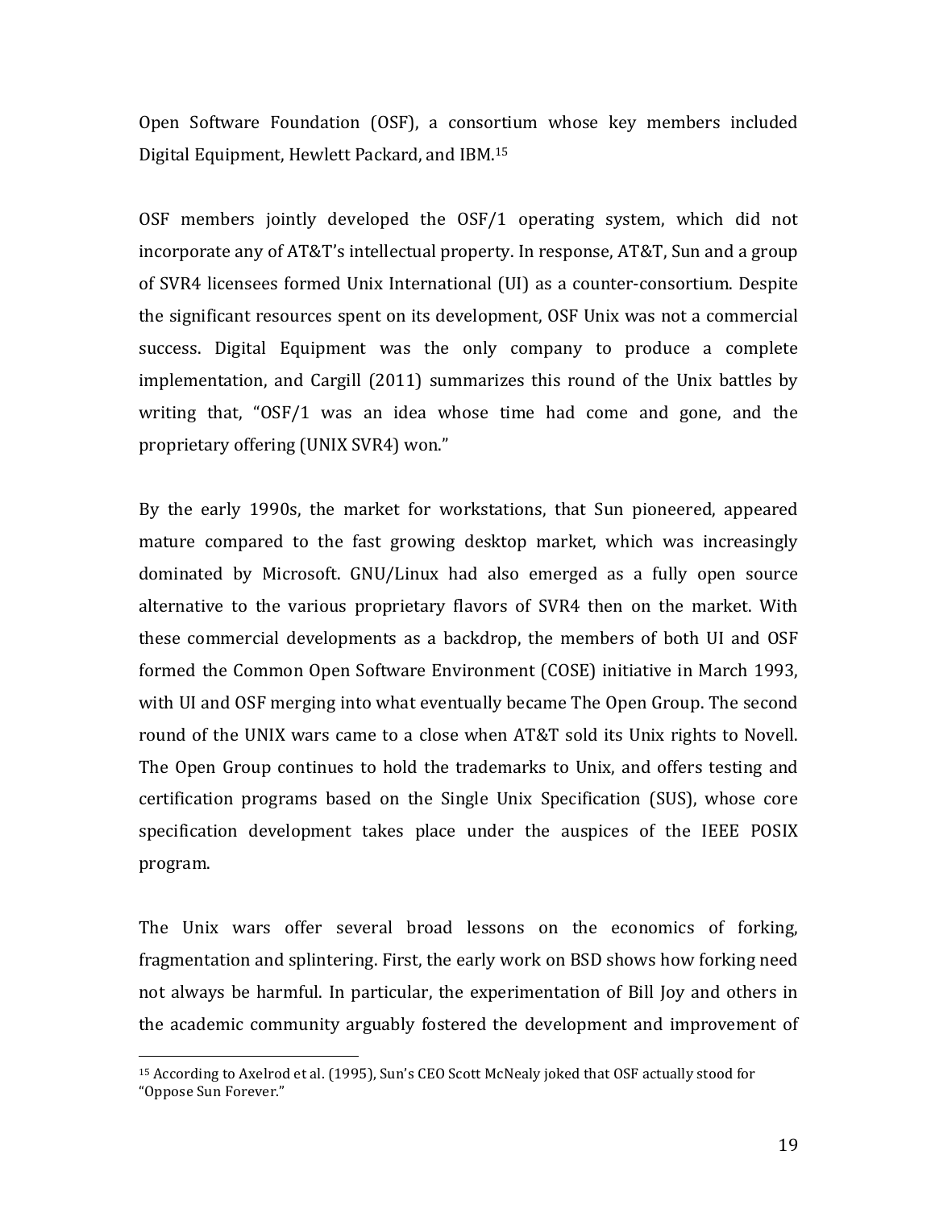Open Software Foundation (OSF), a consortium whose key members included Digital Equipment, Hewlett Packard, and IBM.[15]

OSF members jointly developed the OSF/1 operating system, which did not incorporate any of AT&T's intellectual property. In response, AT&T, Sun and a group of SVR4 licensees formed Unix International (UI) as a counter-consortium. Despite the significant resources spent on its development, OSF Unix was not a commercial success. Digital Equipment was the only company to produce a complete implementation, and Cargill (2011) summarizes this round of the Unix battles by writing that, "OSF/1 was an idea whose time had come and gone, and the proprietary offering (UNIX SVR4) won."

By the early 1990s, the market for workstations, that Sun pioneered, appeared mature compared to the fast growing desktop market, which was increasingly dominated by Microsoft. GNU/Linux had also emerged as a fully open source alternative to the various proprietary flavors of SVR4 then on the market. With these commercial developments as a backdrop, the members of both UI and OSF formed the Common Open Software Environment (COSE) initiative in March 1993, with UI and OSF merging into what eventually became The Open Group. The second round of the UNIX wars came to a close when AT&T sold its Unix rights to Novell. The Open Group continues to hold the trademarks to Unix, and offers testing and certification programs based on the Single Unix Specification (SUS), whose core specification development takes place under the auspices of the IEEE POSIX program.

The Unix wars offer several broad lessons on the economics of forking, fragmentation and splintering. First, the early work on BSD shows how forking need not always be harmful. In particular, the experimentation of Bill Joy and others in the academic community arguably fostered the development and improvement of

---

[15] According to Axelrod et al. (1995), Sun's CEO Scott McNealy joked that OSF actually stood for "Oppose Sun Forever."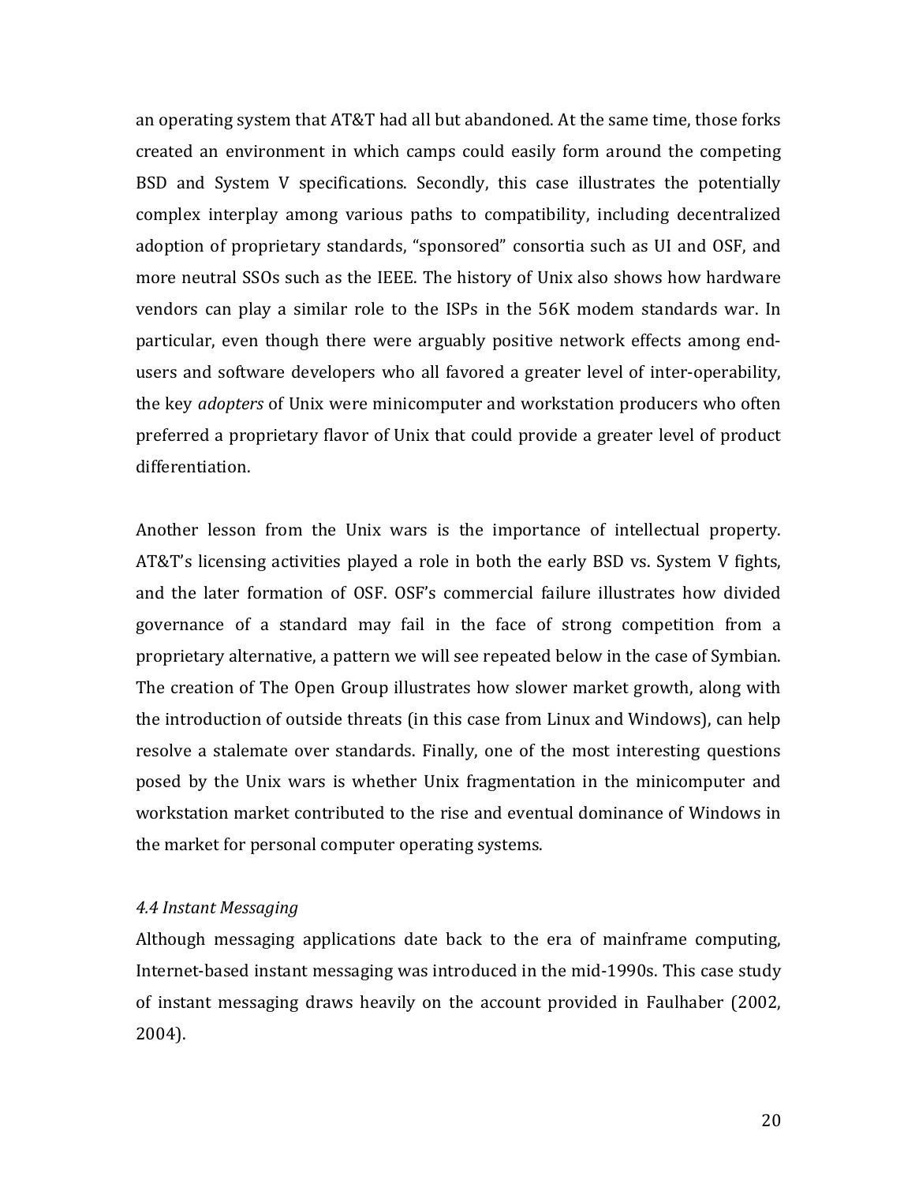an operating system that AT&T had all but abandoned. At the same time, those forks created an environment in which camps could easily form around the competing BSD and System V specifications. Secondly, this case illustrates the potentially complex interplay among various paths to compatibility, including decentralized adoption of proprietary standards, "sponsored" consortia such as UI and OSF, and more neutral SSOs such as the IEEE. The history of Unix also shows how hardware vendors can play a similar role to the ISPs in the 56K modem standards war. In particular, even though there were arguably positive network effects among end-users and software developers who all favored a greater level of inter-operability, the key *adopters* of Unix were minicomputer and workstation producers who often preferred a proprietary flavor of Unix that could provide a greater level of product differentiation.

Another lesson from the Unix wars is the importance of intellectual property. AT&T's licensing activities played a role in both the early BSD vs. System V fights, and the later formation of OSF. OSF's commercial failure illustrates how divided governance of a standard may fail in the face of strong competition from a proprietary alternative, a pattern we will see repeated below in the case of Symbian. The creation of The Open Group illustrates how slower market growth, along with the introduction of outside threats (in this case from Linux and Windows), can help resolve a stalemate over standards. Finally, one of the most interesting questions posed by the Unix wars is whether Unix fragmentation in the minicomputer and workstation market contributed to the rise and eventual dominance of Windows in the market for personal computer operating systems.

### *4.4 Instant Messaging*

Although messaging applications date back to the era of mainframe computing, Internet-based instant messaging was introduced in the mid-1990s. This case study of instant messaging draws heavily on the account provided in Faulhaber (2002, 2004).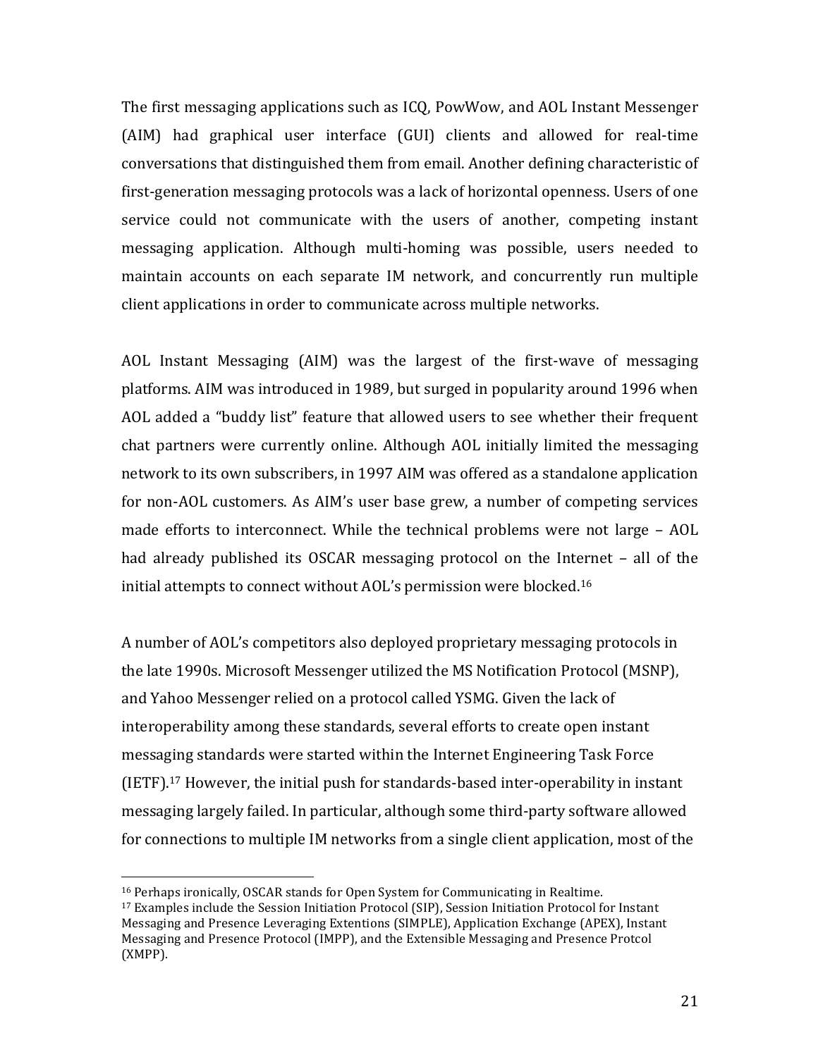The first messaging applications such as ICQ, PowWow, and AOL Instant Messenger (AIM) had graphical user interface (GUI) clients and allowed for real-time conversations that distinguished them from email. Another defining characteristic of first-generation messaging protocols was a lack of horizontal openness. Users of one service could not communicate with the users of another, competing instant messaging application. Although multi-homing was possible, users needed to maintain accounts on each separate IM network, and concurrently run multiple client applications in order to communicate across multiple networks.

AOL Instant Messaging (AIM) was the largest of the first-wave of messaging platforms. AIM was introduced in 1989, but surged in popularity around 1996 when AOL added a "buddy list" feature that allowed users to see whether their frequent chat partners were currently online. Although AOL initially limited the messaging network to its own subscribers, in 1997 AIM was offered as a standalone application for non-AOL customers. As AIM's user base grew, a number of competing services made efforts to interconnect. While the technical problems were not large – AOL had already published its OSCAR messaging protocol on the Internet – all of the initial attempts to connect without AOL's permission were blocked.[16]

A number of AOL's competitors also deployed proprietary messaging protocols in the late 1990s. Microsoft Messenger utilized the MS Notification Protocol (MSNP), and Yahoo Messenger relied on a protocol called YSMG. Given the lack of interoperability among these standards, several efforts to create open instant messaging standards were started within the Internet Engineering Task Force (IETF).[17] However, the initial push for standards-based inter-operability in instant messaging largely failed. In particular, although some third-party software allowed for connections to multiple IM networks from a single client application, most of the

---

[16] Perhaps ironically, OSCAR stands for Open System for Communicating in Realtime.

[17] Examples include the Session Initiation Protocol (SIP), Session Initiation Protocol for Instant Messaging and Presence Leveraging Extentions (SIMPLE), Application Exchange (APEX), Instant Messaging and Presence Protocol (IMPP), and the Extensible Messaging and Presence Protcol (XMPP).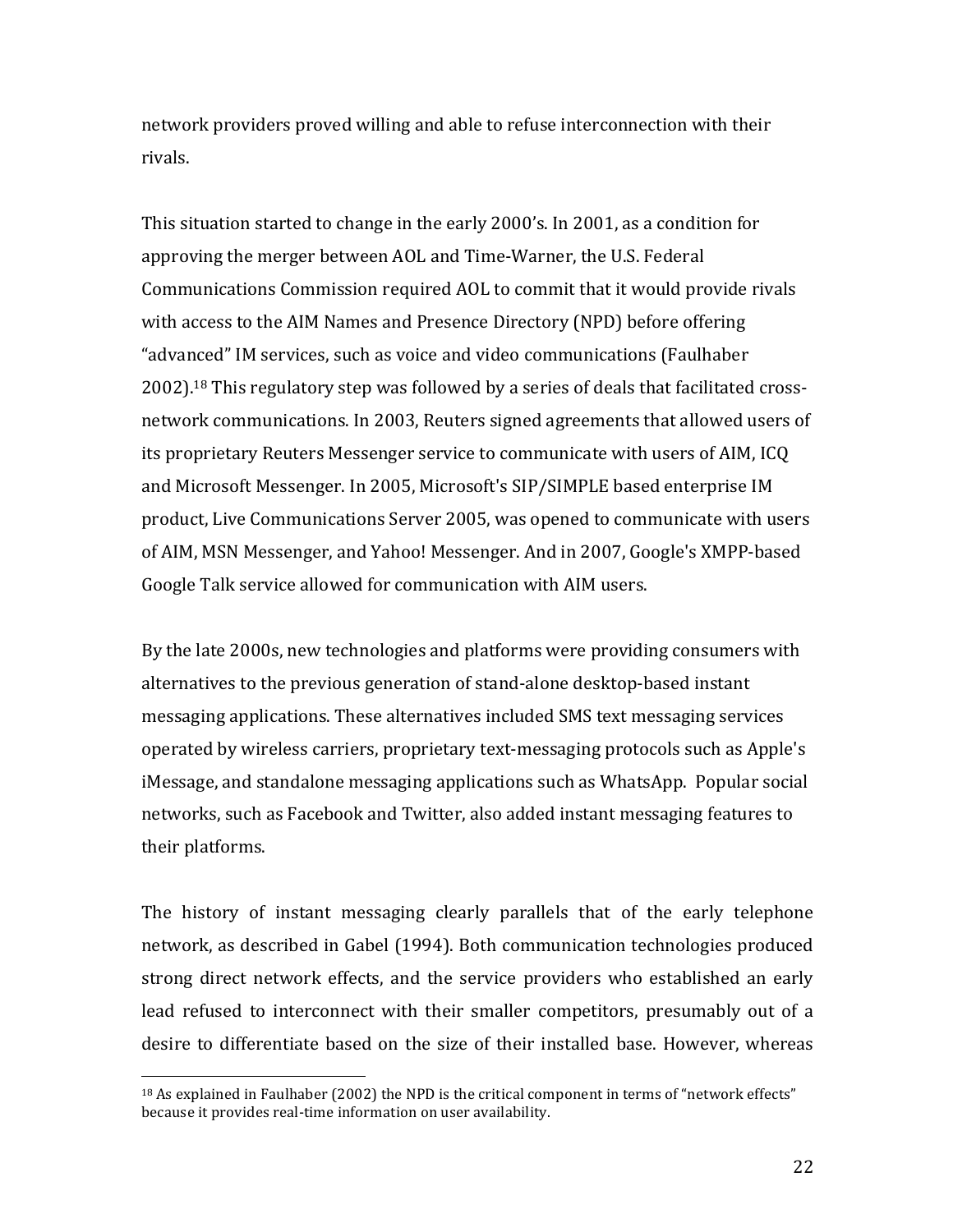network providers proved willing and able to refuse interconnection with their rivals.

This situation started to change in the early 2000's. In 2001, as a condition for approving the merger between AOL and Time-Warner, the U.S. Federal Communications Commission required AOL to commit that it would provide rivals with access to the AIM Names and Presence Directory (NPD) before offering "advanced" IM services, such as voice and video communications (Faulhaber 2002).[18] This regulatory step was followed by a series of deals that facilitated cross-network communications. In 2003, Reuters signed agreements that allowed users of its proprietary Reuters Messenger service to communicate with users of AIM, ICQ and Microsoft Messenger. In 2005, Microsoft's SIP/SIMPLE based enterprise IM product, Live Communications Server 2005, was opened to communicate with users of AIM, MSN Messenger, and Yahoo! Messenger. And in 2007, Google's XMPP-based Google Talk service allowed for communication with AIM users.

By the late 2000s, new technologies and platforms were providing consumers with alternatives to the previous generation of stand-alone desktop-based instant messaging applications. These alternatives included SMS text messaging services operated by wireless carriers, proprietary text-messaging protocols such as Apple's iMessage, and standalone messaging applications such as WhatsApp. Popular social networks, such as Facebook and Twitter, also added instant messaging features to their platforms.

The history of instant messaging clearly parallels that of the early telephone network, as described in Gabel (1994). Both communication technologies produced strong direct network effects, and the service providers who established an early lead refused to interconnect with their smaller competitors, presumably out of a desire to differentiate based on the size of their installed base. However, whereas

[18] As explained in Faulhaber (2002) the NPD is the critical component in terms of "network effects" because it provides real-time information on user availability.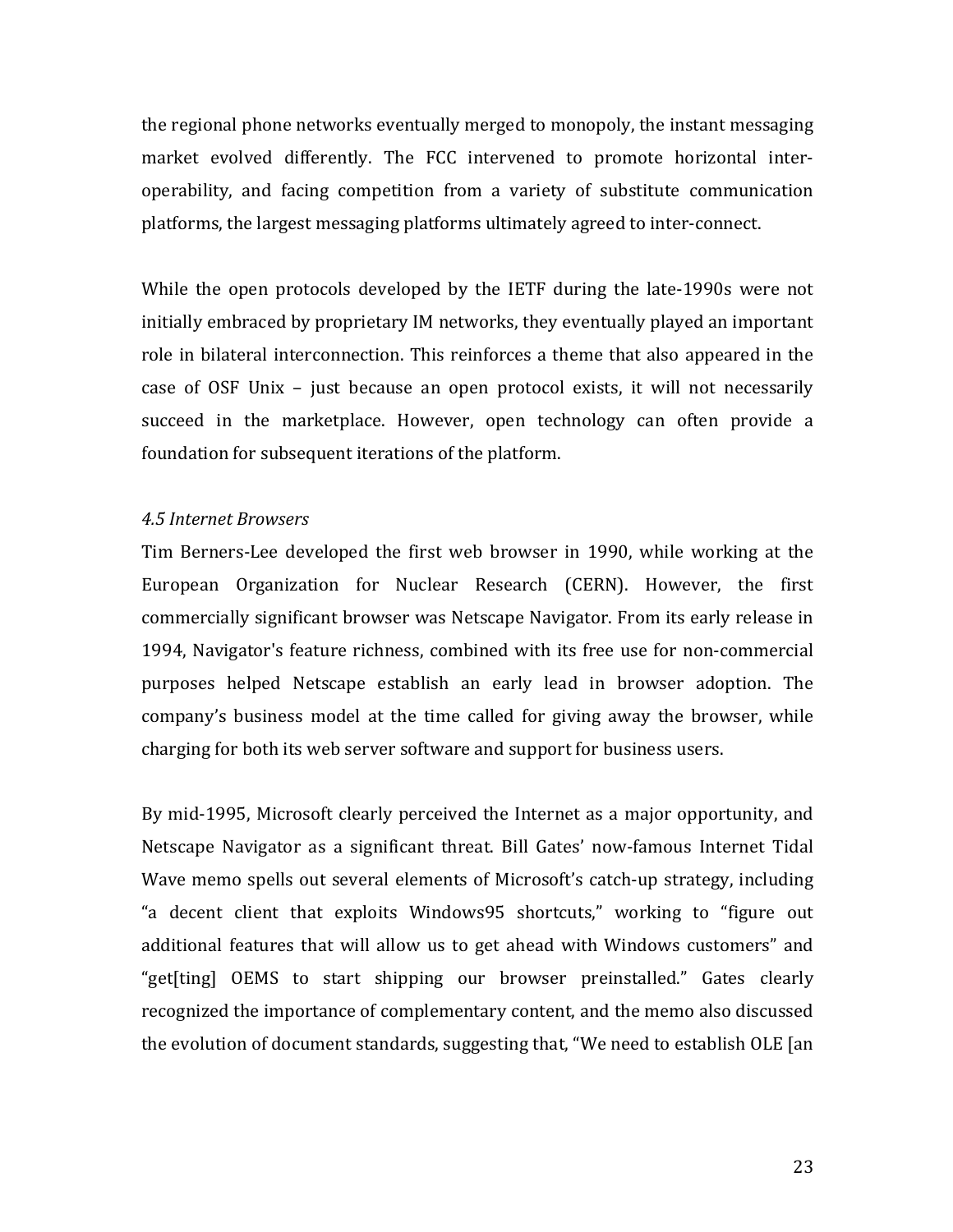the regional phone networks eventually merged to monopoly, the instant messaging market evolved differently. The FCC intervened to promote horizontal inter-operability, and facing competition from a variety of substitute communication platforms, the largest messaging platforms ultimately agreed to inter-connect.

While the open protocols developed by the IETF during the late-1990s were not initially embraced by proprietary IM networks, they eventually played an important role in bilateral interconnection. This reinforces a theme that also appeared in the case of OSF Unix – just because an open protocol exists, it will not necessarily succeed in the marketplace. However, open technology can often provide a foundation for subsequent iterations of the platform.

### *4.5 Internet Browsers*

Tim Berners-Lee developed the first web browser in 1990, while working at the European Organization for Nuclear Research (CERN). However, the first commercially significant browser was Netscape Navigator. From its early release in 1994, Navigator's feature richness, combined with its free use for non-commercial purposes helped Netscape establish an early lead in browser adoption. The company's business model at the time called for giving away the browser, while charging for both its web server software and support for business users.

By mid-1995, Microsoft clearly perceived the Internet as a major opportunity, and Netscape Navigator as a significant threat. Bill Gates' now-famous Internet Tidal Wave memo spells out several elements of Microsoft's catch-up strategy, including "a decent client that exploits Windows95 shortcuts," working to "figure out additional features that will allow us to get ahead with Windows customers" and "get[ting] OEMS to start shipping our browser preinstalled." Gates clearly recognized the importance of complementary content, and the memo also discussed the evolution of document standards, suggesting that, "We need to establish OLE [an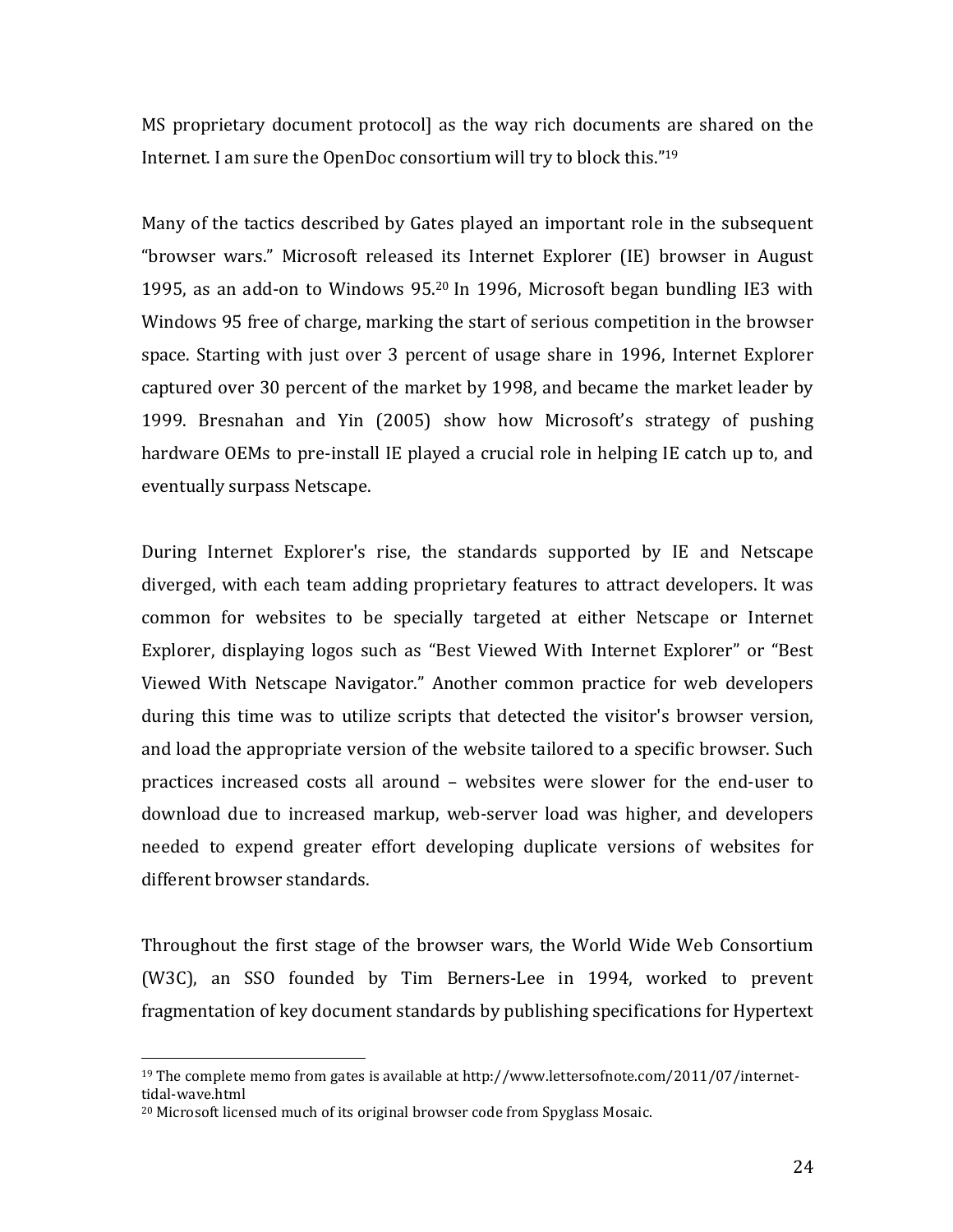MS proprietary document protocol] as the way rich documents are shared on the Internet. I am sure the OpenDoc consortium will try to block this."[19]

Many of the tactics described by Gates played an important role in the subsequent "browser wars." Microsoft released its Internet Explorer (IE) browser in August 1995, as an add-on to Windows 95.[20] In 1996, Microsoft began bundling IE3 with Windows 95 free of charge, marking the start of serious competition in the browser space. Starting with just over 3 percent of usage share in 1996, Internet Explorer captured over 30 percent of the market by 1998, and became the market leader by 1999. Bresnahan and Yin (2005) show how Microsoft's strategy of pushing hardware OEMs to pre-install IE played a crucial role in helping IE catch up to, and eventually surpass Netscape.

During Internet Explorer's rise, the standards supported by IE and Netscape diverged, with each team adding proprietary features to attract developers. It was common for websites to be specially targeted at either Netscape or Internet Explorer, displaying logos such as "Best Viewed With Internet Explorer" or "Best Viewed With Netscape Navigator." Another common practice for web developers during this time was to utilize scripts that detected the visitor's browser version, and load the appropriate version of the website tailored to a specific browser. Such practices increased costs all around – websites were slower for the end-user to download due to increased markup, web-server load was higher, and developers needed to expend greater effort developing duplicate versions of websites for different browser standards.

Throughout the first stage of the browser wars, the World Wide Web Consortium (W3C), an SSO founded by Tim Berners-Lee in 1994, worked to prevent fragmentation of key document standards by publishing specifications for Hypertext

---

[19] The complete memo from gates is available at http://www.lettersofnote.com/2011/07/internet-tidal-wave.html

[20] Microsoft licensed much of its original browser code from Spyglass Mosaic.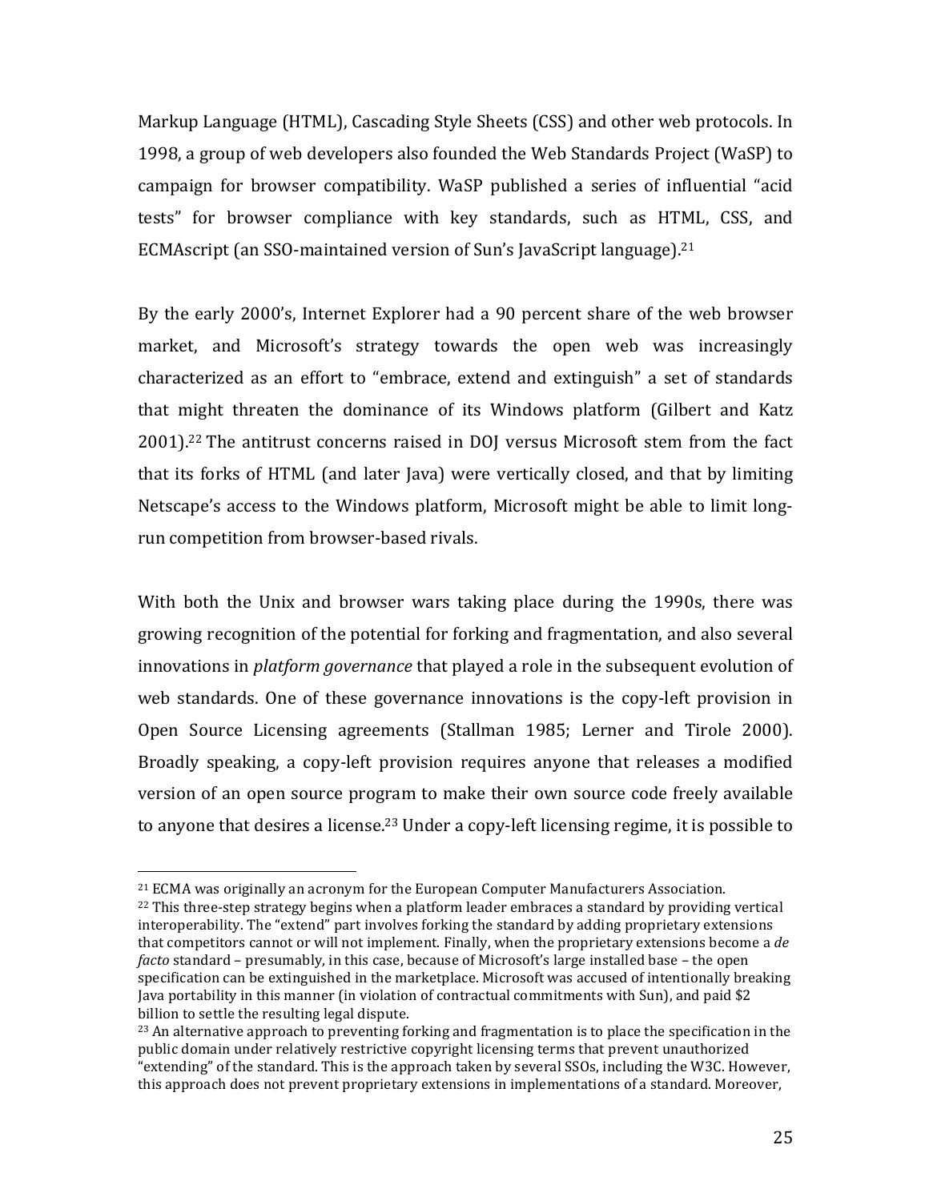Markup Language (HTML), Cascading Style Sheets (CSS) and other web protocols. In 1998, a group of web developers also founded the Web Standards Project (WaSP) to campaign for browser compatibility. WaSP published a series of influential "acid tests" for browser compliance with key standards, such as HTML, CSS, and ECMAscript (an SSO-maintained version of Sun's JavaScript language).[21]

By the early 2000's, Internet Explorer had a 90 percent share of the web browser market, and Microsoft's strategy towards the open web was increasingly characterized as an effort to "embrace, extend and extinguish" a set of standards that might threaten the dominance of its Windows platform (Gilbert and Katz 2001).[22] The antitrust concerns raised in DOJ versus Microsoft stem from the fact that its forks of HTML (and later Java) were vertically closed, and that by limiting Netscape's access to the Windows platform, Microsoft might be able to limit long-run competition from browser-based rivals.

With both the Unix and browser wars taking place during the 1990s, there was growing recognition of the potential for forking and fragmentation, and also several innovations in *platform governance* that played a role in the subsequent evolution of web standards. One of these governance innovations is the copy-left provision in Open Source Licensing agreements (Stallman 1985; Lerner and Tirole 2000). Broadly speaking, a copy-left provision requires anyone that releases a modified version of an open source program to make their own source code freely available to anyone that desires a license.[23] Under a copy-left licensing regime, it is possible to

---

[21] ECMA was originally an acronym for the European Computer Manufacturers Association.

[22] This three-step strategy begins when a platform leader embraces a standard by providing vertical interoperability. The "extend" part involves forking the standard by adding proprietary extensions that competitors cannot or will not implement. Finally, when the proprietary extensions become a *de facto* standard – presumably, in this case, because of Microsoft's large installed base – the open specification can be extinguished in the marketplace. Microsoft was accused of intentionally breaking Java portability in this manner (in violation of contractual commitments with Sun), and paid $2 billion to settle the resulting legal dispute.

[23] An alternative approach to preventing forking and fragmentation is to place the specification in the public domain under relatively restrictive copyright licensing terms that prevent unauthorized "extending" of the standard. This is the approach taken by several SSOs, including the W3C. However, this approach does not prevent proprietary extensions in implementations of a standard. Moreover,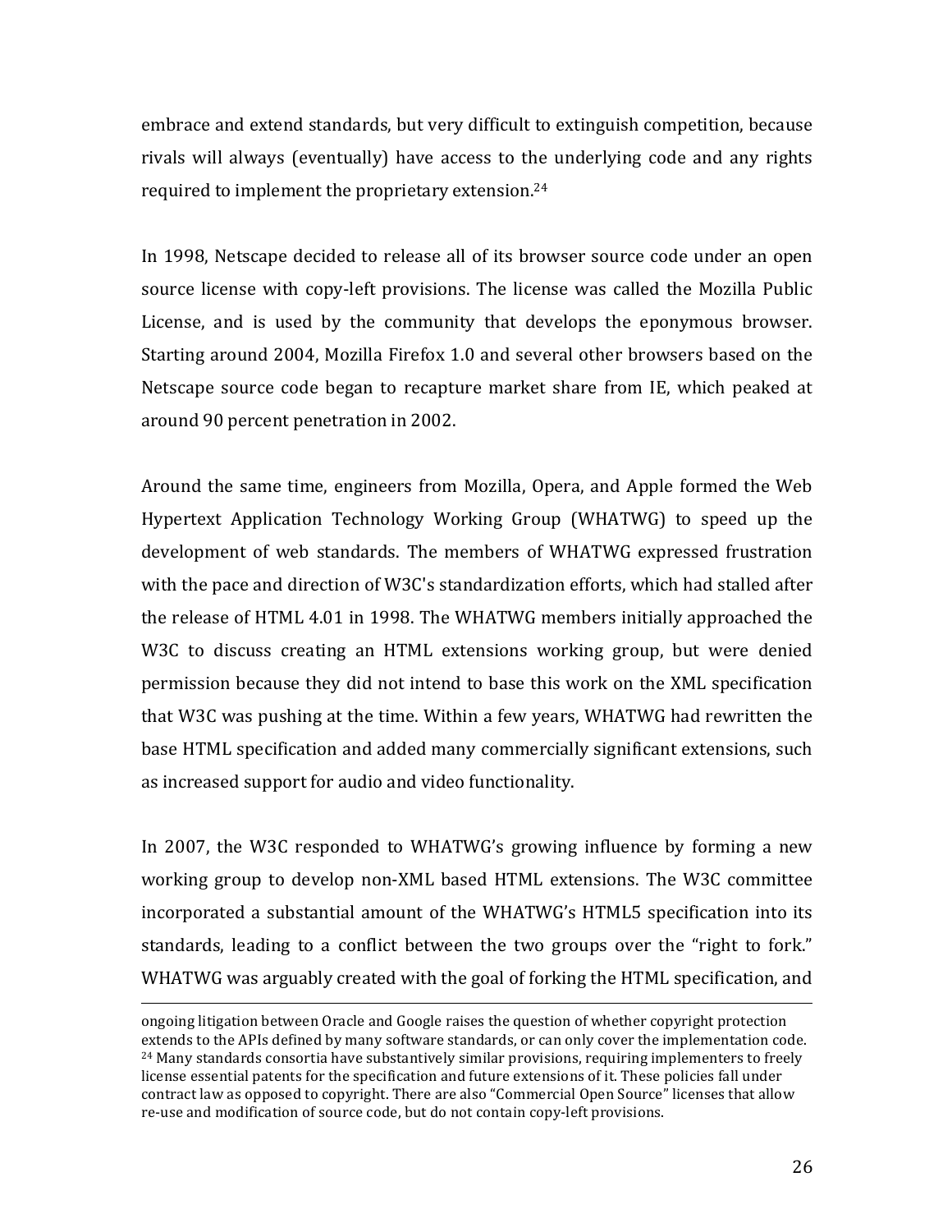embrace and extend standards, but very difficult to extinguish competition, because rivals will always (eventually) have access to the underlying code and any rights required to implement the proprietary extension.[24]

In 1998, Netscape decided to release all of its browser source code under an open source license with copy-left provisions. The license was called the Mozilla Public License, and is used by the community that develops the eponymous browser. Starting around 2004, Mozilla Firefox 1.0 and several other browsers based on the Netscape source code began to recapture market share from IE, which peaked at around 90 percent penetration in 2002.

Around the same time, engineers from Mozilla, Opera, and Apple formed the Web Hypertext Application Technology Working Group (WHATWG) to speed up the development of web standards. The members of WHATWG expressed frustration with the pace and direction of W3C's standardization efforts, which had stalled after the release of HTML 4.01 in 1998. The WHATWG members initially approached the W3C to discuss creating an HTML extensions working group, but were denied permission because they did not intend to base this work on the XML specification that W3C was pushing at the time. Within a few years, WHATWG had rewritten the base HTML specification and added many commercially significant extensions, such as increased support for audio and video functionality.

In 2007, the W3C responded to WHATWG's growing influence by forming a new working group to develop non-XML based HTML extensions. The W3C committee incorporated a substantial amount of the WHATWG's HTML5 specification into its standards, leading to a conflict between the two groups over the "right to fork." WHATWG was arguably created with the goal of forking the HTML specification, and

---

ongoing litigation between Oracle and Google raises the question of whether copyright protection extends to the APIs defined by many software standards, or can only cover the implementation code.

[24] Many standards consortia have substantively similar provisions, requiring implementers to freely license essential patents for the specification and future extensions of it. These policies fall under contract law as opposed to copyright. There are also "Commercial Open Source" licenses that allow re-use and modification of source code, but do not contain copy-left provisions.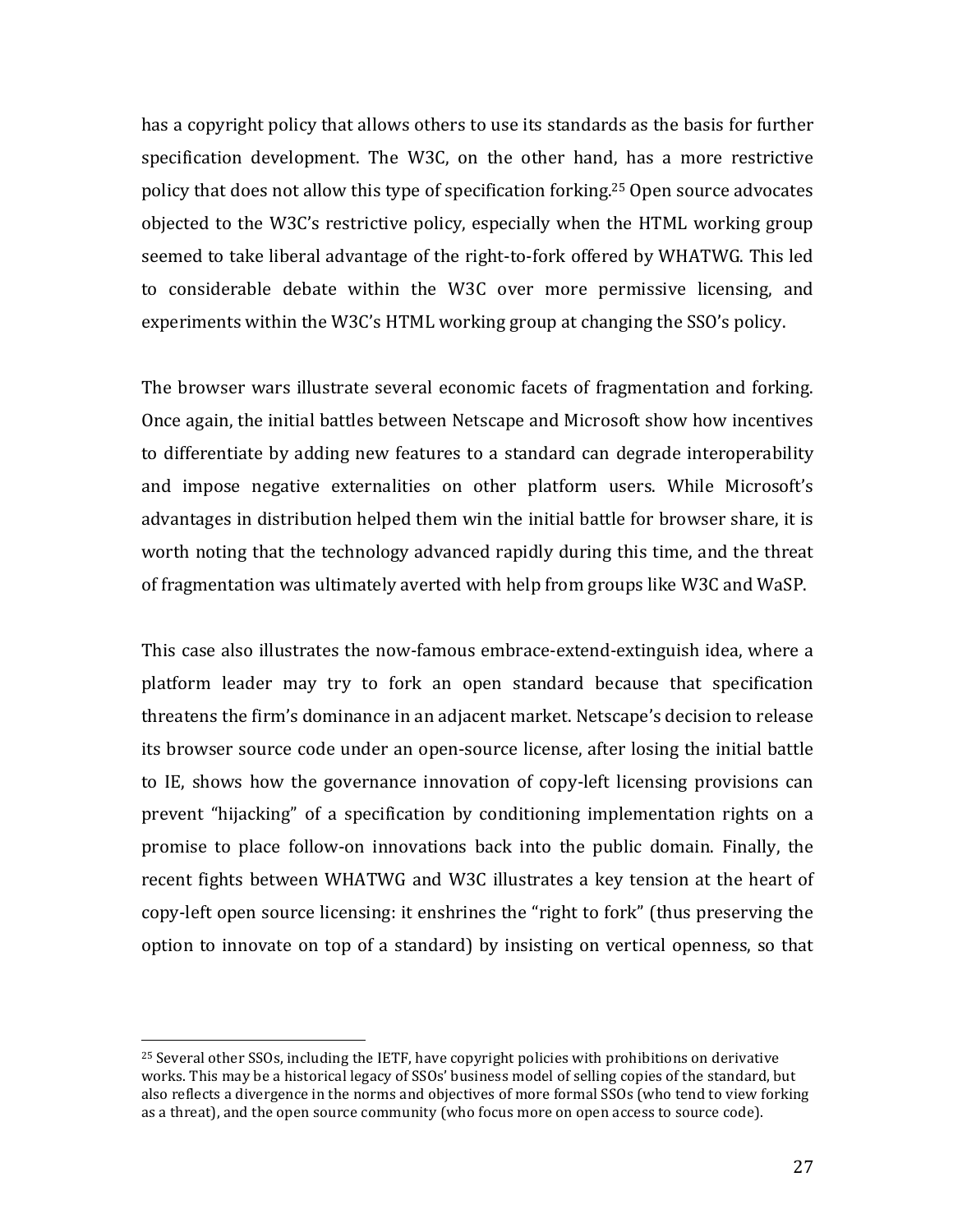has a copyright policy that allows others to use its standards as the basis for further specification development. The W3C, on the other hand, has a more restrictive policy that does not allow this type of specification forking.[25] Open source advocates objected to the W3C's restrictive policy, especially when the HTML working group seemed to take liberal advantage of the right-to-fork offered by WHATWG. This led to considerable debate within the W3C over more permissive licensing, and experiments within the W3C's HTML working group at changing the SSO's policy.

The browser wars illustrate several economic facets of fragmentation and forking. Once again, the initial battles between Netscape and Microsoft show how incentives to differentiate by adding new features to a standard can degrade interoperability and impose negative externalities on other platform users. While Microsoft's advantages in distribution helped them win the initial battle for browser share, it is worth noting that the technology advanced rapidly during this time, and the threat of fragmentation was ultimately averted with help from groups like W3C and WaSP.

This case also illustrates the now-famous embrace-extend-extinguish idea, where a platform leader may try to fork an open standard because that specification threatens the firm's dominance in an adjacent market. Netscape's decision to release its browser source code under an open-source license, after losing the initial battle to IE, shows how the governance innovation of copy-left licensing provisions can prevent "hijacking" of a specification by conditioning implementation rights on a promise to place follow-on innovations back into the public domain. Finally, the recent fights between WHATWG and W3C illustrates a key tension at the heart of copy-left open source licensing: it enshrines the "right to fork" (thus preserving the option to innovate on top of a standard) by insisting on vertical openness, so that

[25] Several other SSOs, including the IETF, have copyright policies with prohibitions on derivative works. This may be a historical legacy of SSOs' business model of selling copies of the standard, but also reflects a divergence in the norms and objectives of more formal SSOs (who tend to view forking as a threat), and the open source community (who focus more on open access to source code).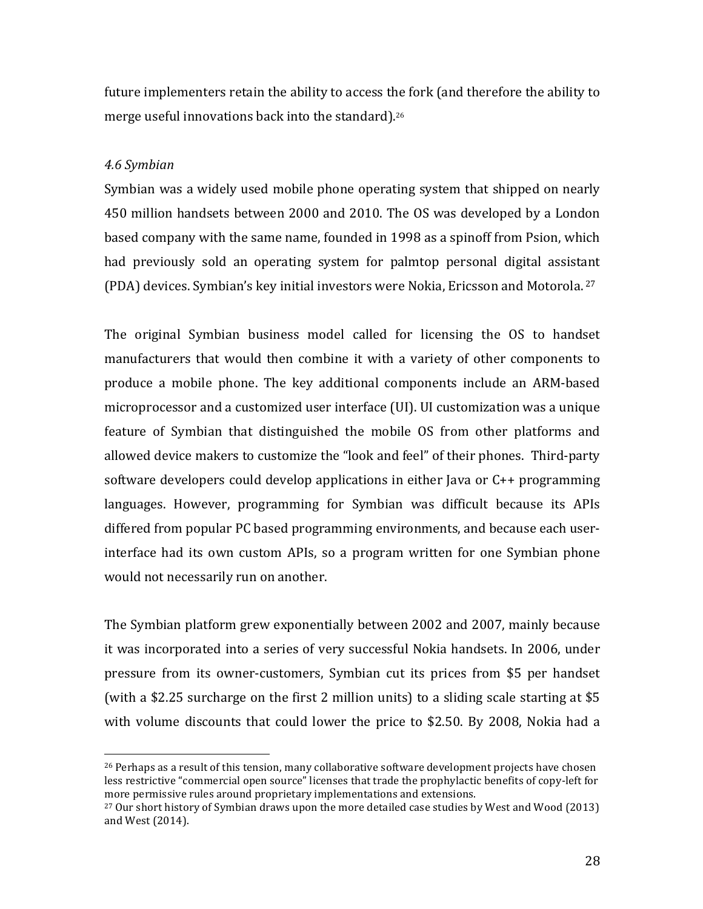future implementers retain the ability to access the fork (and therefore the ability to merge useful innovations back into the standard).[26]

*4.6 Symbian*

Symbian was a widely used mobile phone operating system that shipped on nearly 450 million handsets between 2000 and 2010. The OS was developed by a London based company with the same name, founded in 1998 as a spinoff from Psion, which had previously sold an operating system for palmtop personal digital assistant (PDA) devices. Symbian's key initial investors were Nokia, Ericsson and Motorola.[27]

The original Symbian business model called for licensing the OS to handset manufacturers that would then combine it with a variety of other components to produce a mobile phone. The key additional components include an ARM-based microprocessor and a customized user interface (UI). UI customization was a unique feature of Symbian that distinguished the mobile OS from other platforms and allowed device makers to customize the "look and feel" of their phones. Third-party software developers could develop applications in either Java or C++ programming languages. However, programming for Symbian was difficult because its APIs differed from popular PC based programming environments, and because each user-interface had its own custom APIs, so a program written for one Symbian phone would not necessarily run on another.

The Symbian platform grew exponentially between 2002 and 2007, mainly because it was incorporated into a series of very successful Nokia handsets. In 2006, under pressure from its owner-customers, Symbian cut its prices from $5 per handset (with a $2.25 surcharge on the first 2 million units) to a sliding scale starting at $5 with volume discounts that could lower the price to $2.50. By 2008, Nokia had a

---

[26] Perhaps as a result of this tension, many collaborative software development projects have chosen less restrictive "commercial open source" licenses that trade the prophylactic benefits of copy-left for more permissive rules around proprietary implementations and extensions.

[27] Our short history of Symbian draws upon the more detailed case studies by West and Wood (2013) and West (2014).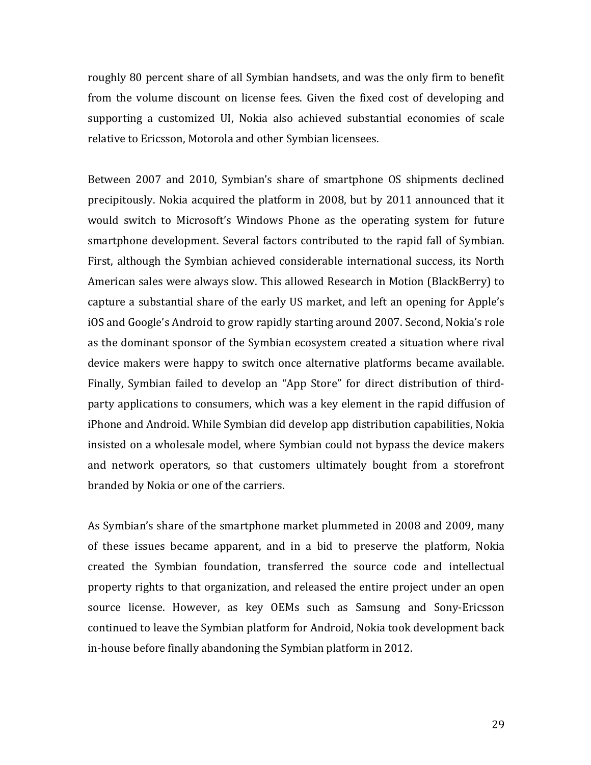roughly 80 percent share of all Symbian handsets, and was the only firm to benefit from the volume discount on license fees. Given the fixed cost of developing and supporting a customized UI, Nokia also achieved substantial economies of scale relative to Ericsson, Motorola and other Symbian licensees.

Between 2007 and 2010, Symbian's share of smartphone OS shipments declined precipitously. Nokia acquired the platform in 2008, but by 2011 announced that it would switch to Microsoft's Windows Phone as the operating system for future smartphone development. Several factors contributed to the rapid fall of Symbian. First, although the Symbian achieved considerable international success, its North American sales were always slow. This allowed Research in Motion (BlackBerry) to capture a substantial share of the early US market, and left an opening for Apple's iOS and Google's Android to grow rapidly starting around 2007. Second, Nokia's role as the dominant sponsor of the Symbian ecosystem created a situation where rival device makers were happy to switch once alternative platforms became available. Finally, Symbian failed to develop an "App Store" for direct distribution of third-party applications to consumers, which was a key element in the rapid diffusion of iPhone and Android. While Symbian did develop app distribution capabilities, Nokia insisted on a wholesale model, where Symbian could not bypass the device makers and network operators, so that customers ultimately bought from a storefront branded by Nokia or one of the carriers.

As Symbian's share of the smartphone market plummeted in 2008 and 2009, many of these issues became apparent, and in a bid to preserve the platform, Nokia created the Symbian foundation, transferred the source code and intellectual property rights to that organization, and released the entire project under an open source license. However, as key OEMs such as Samsung and Sony-Ericsson continued to leave the Symbian platform for Android, Nokia took development back in-house before finally abandoning the Symbian platform in 2012.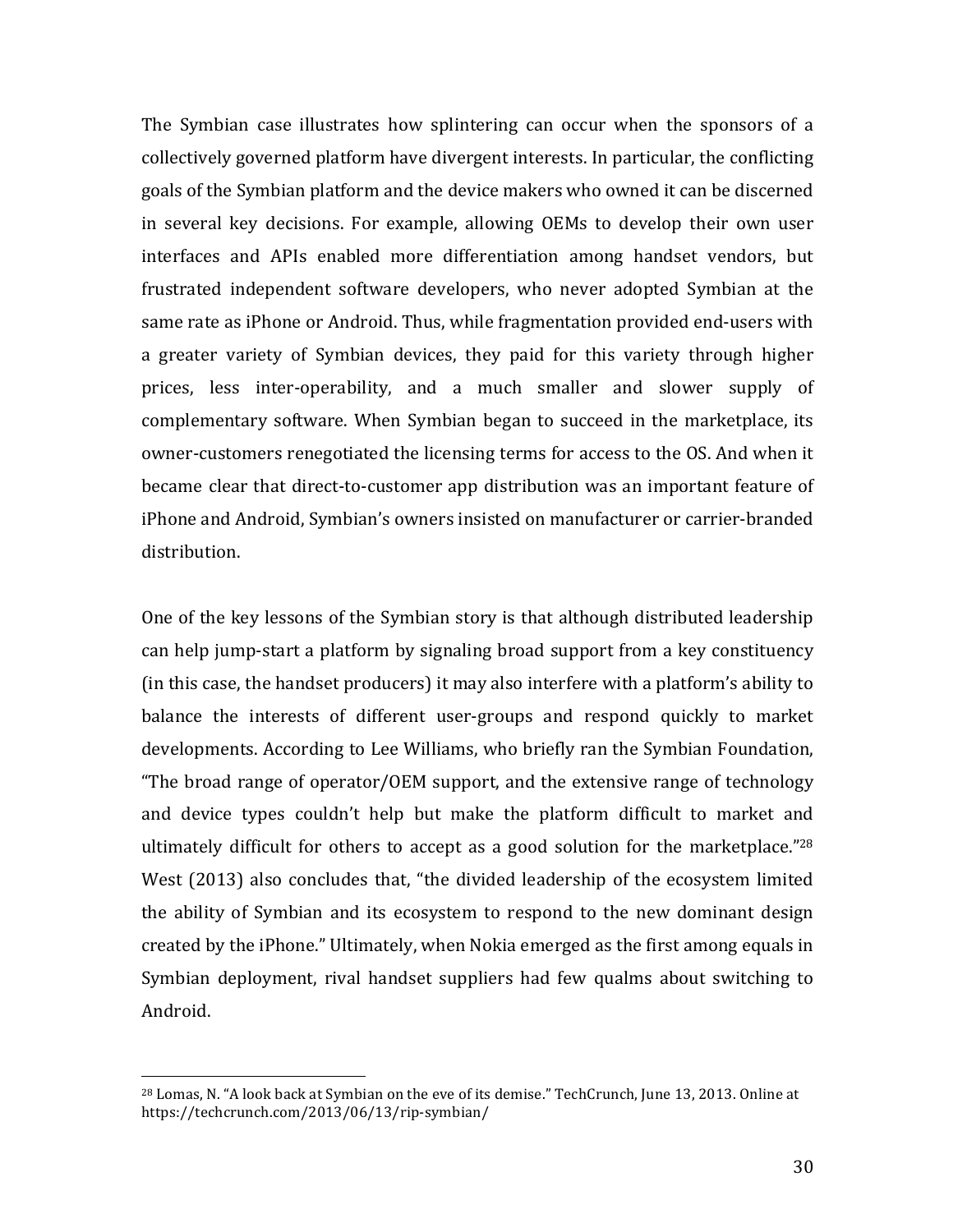The Symbian case illustrates how splintering can occur when the sponsors of a collectively governed platform have divergent interests. In particular, the conflicting goals of the Symbian platform and the device makers who owned it can be discerned in several key decisions. For example, allowing OEMs to develop their own user interfaces and APIs enabled more differentiation among handset vendors, but frustrated independent software developers, who never adopted Symbian at the same rate as iPhone or Android. Thus, while fragmentation provided end-users with a greater variety of Symbian devices, they paid for this variety through higher prices, less inter-operability, and a much smaller and slower supply of complementary software. When Symbian began to succeed in the marketplace, its owner-customers renegotiated the licensing terms for access to the OS. And when it became clear that direct-to-customer app distribution was an important feature of iPhone and Android, Symbian's owners insisted on manufacturer or carrier-branded distribution.

One of the key lessons of the Symbian story is that although distributed leadership can help jump-start a platform by signaling broad support from a key constituency (in this case, the handset producers) it may also interfere with a platform's ability to balance the interests of different user-groups and respond quickly to market developments. According to Lee Williams, who briefly ran the Symbian Foundation, "The broad range of operator/OEM support, and the extensive range of technology and device types couldn't help but make the platform difficult to market and ultimately difficult for others to accept as a good solution for the marketplace."[28] West (2013) also concludes that, "the divided leadership of the ecosystem limited the ability of Symbian and its ecosystem to respond to the new dominant design created by the iPhone." Ultimately, when Nokia emerged as the first among equals in Symbian deployment, rival handset suppliers had few qualms about switching to Android.

---

[28] Lomas, N. "A look back at Symbian on the eve of its demise." TechCrunch, June 13, 2013. Online at https://techcrunch.com/2013/06/13/rip-symbian/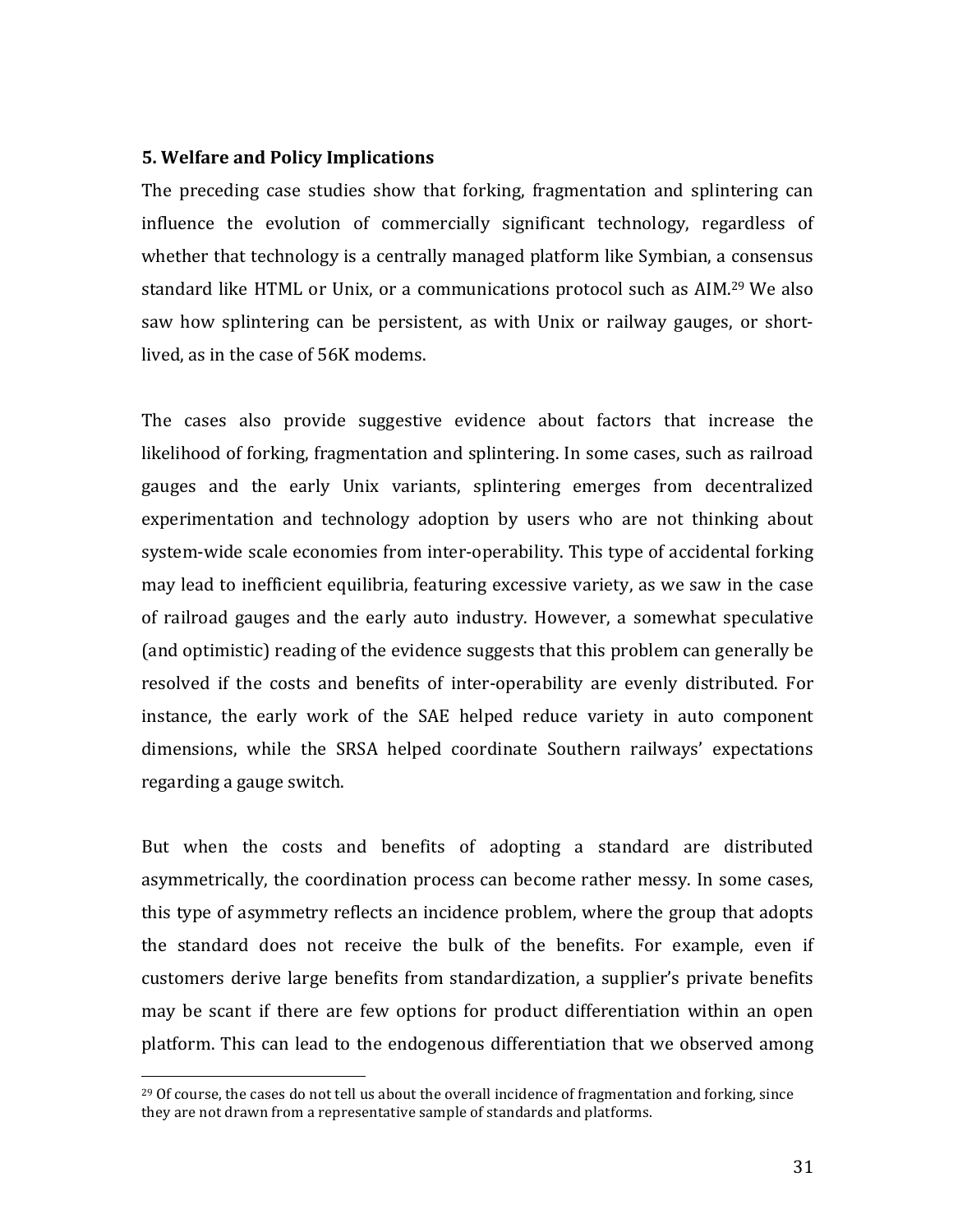## 5. Welfare and Policy Implications

The preceding case studies show that forking, fragmentation and splintering can influence the evolution of commercially significant technology, regardless of whether that technology is a centrally managed platform like Symbian, a consensus standard like HTML or Unix, or a communications protocol such as AIM.[29] We also saw how splintering can be persistent, as with Unix or railway gauges, or short-lived, as in the case of 56K modems.

The cases also provide suggestive evidence about factors that increase the likelihood of forking, fragmentation and splintering. In some cases, such as railroad gauges and the early Unix variants, splintering emerges from decentralized experimentation and technology adoption by users who are not thinking about system-wide scale economies from inter-operability. This type of accidental forking may lead to inefficient equilibria, featuring excessive variety, as we saw in the case of railroad gauges and the early auto industry. However, a somewhat speculative (and optimistic) reading of the evidence suggests that this problem can generally be resolved if the costs and benefits of inter-operability are evenly distributed. For instance, the early work of the SAE helped reduce variety in auto component dimensions, while the SRSA helped coordinate Southern railways' expectations regarding a gauge switch.

But when the costs and benefits of adopting a standard are distributed asymmetrically, the coordination process can become rather messy. In some cases, this type of asymmetry reflects an incidence problem, where the group that adopts the standard does not receive the bulk of the benefits. For example, even if customers derive large benefits from standardization, a supplier's private benefits may be scant if there are few options for product differentiation within an open platform. This can lead to the endogenous differentiation that we observed among

[29] Of course, the cases do not tell us about the overall incidence of fragmentation and forking, since they are not drawn from a representative sample of standards and platforms.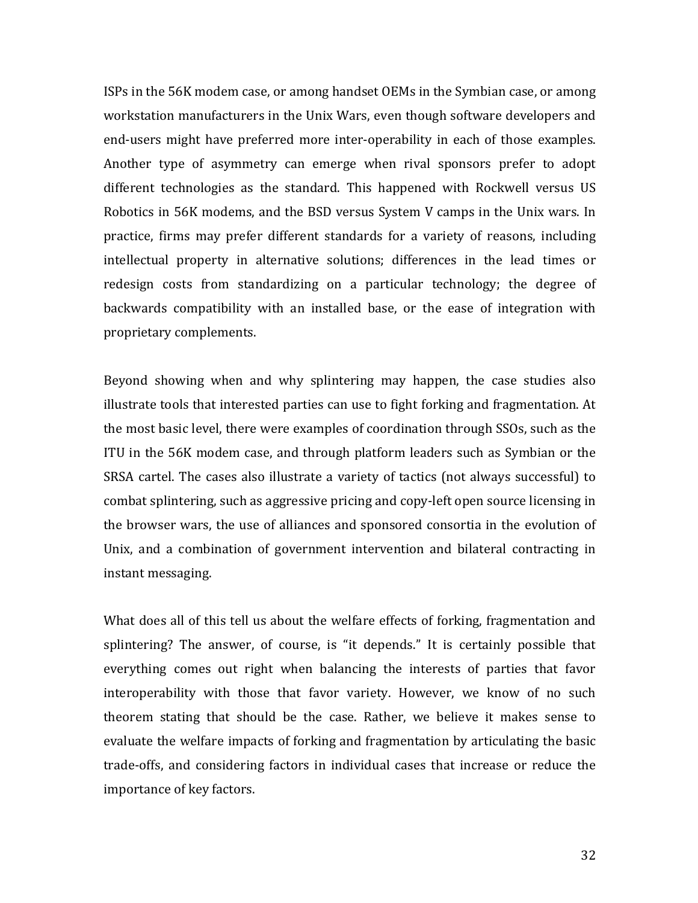ISPs in the 56K modem case, or among handset OEMs in the Symbian case, or among workstation manufacturers in the Unix Wars, even though software developers and end-users might have preferred more inter-operability in each of those examples. Another type of asymmetry can emerge when rival sponsors prefer to adopt different technologies as the standard. This happened with Rockwell versus US Robotics in 56K modems, and the BSD versus System V camps in the Unix wars. In practice, firms may prefer different standards for a variety of reasons, including intellectual property in alternative solutions; differences in the lead times or redesign costs from standardizing on a particular technology; the degree of backwards compatibility with an installed base, or the ease of integration with proprietary complements.

Beyond showing when and why splintering may happen, the case studies also illustrate tools that interested parties can use to fight forking and fragmentation. At the most basic level, there were examples of coordination through SSOs, such as the ITU in the 56K modem case, and through platform leaders such as Symbian or the SRSA cartel. The cases also illustrate a variety of tactics (not always successful) to combat splintering, such as aggressive pricing and copy-left open source licensing in the browser wars, the use of alliances and sponsored consortia in the evolution of Unix, and a combination of government intervention and bilateral contracting in instant messaging.

What does all of this tell us about the welfare effects of forking, fragmentation and splintering? The answer, of course, is "it depends." It is certainly possible that everything comes out right when balancing the interests of parties that favor interoperability with those that favor variety. However, we know of no such theorem stating that should be the case. Rather, we believe it makes sense to evaluate the welfare impacts of forking and fragmentation by articulating the basic trade-offs, and considering factors in individual cases that increase or reduce the importance of key factors.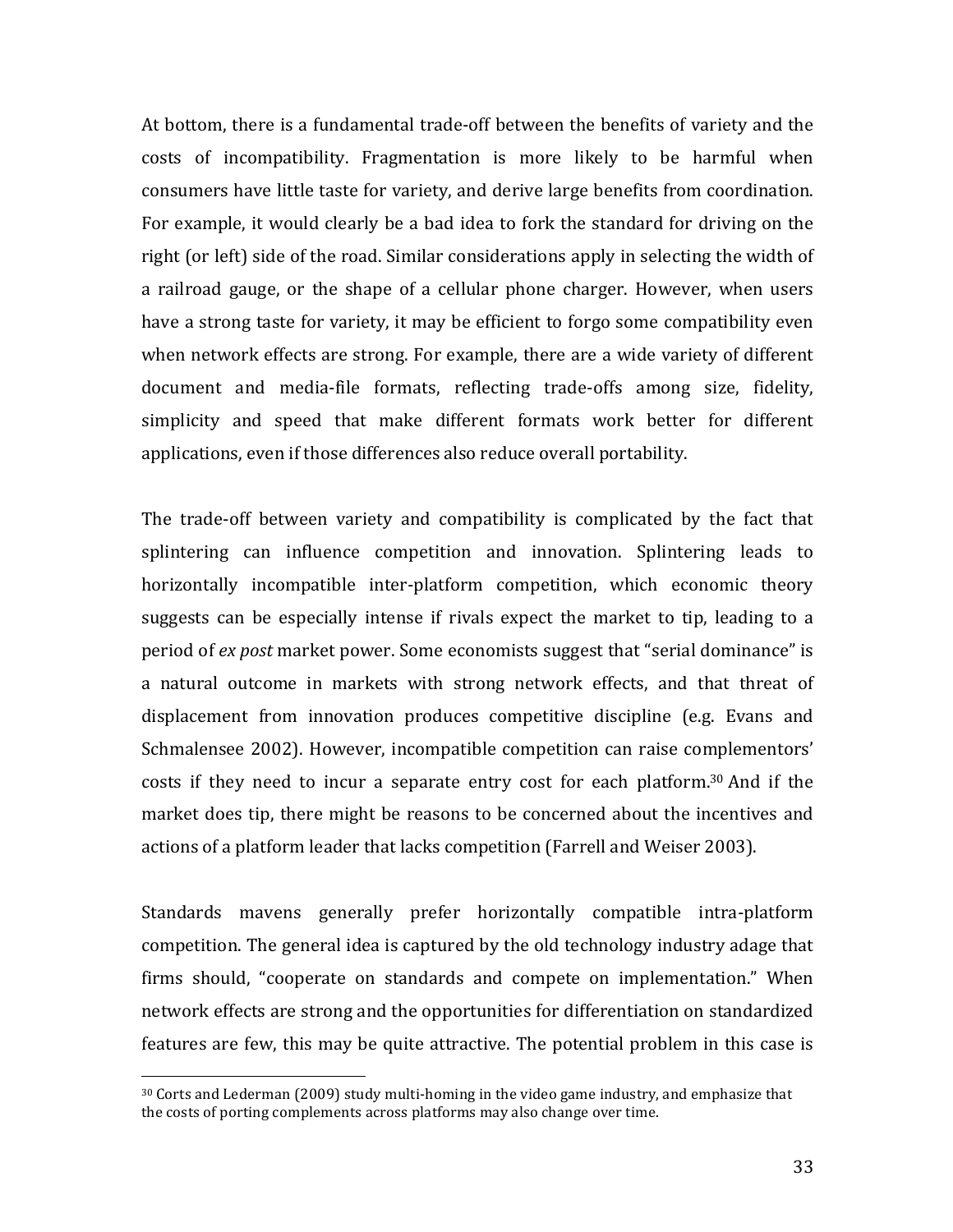At bottom, there is a fundamental trade-off between the benefits of variety and the costs of incompatibility. Fragmentation is more likely to be harmful when consumers have little taste for variety, and derive large benefits from coordination. For example, it would clearly be a bad idea to fork the standard for driving on the right (or left) side of the road. Similar considerations apply in selecting the width of a railroad gauge, or the shape of a cellular phone charger. However, when users have a strong taste for variety, it may be efficient to forgo some compatibility even when network effects are strong. For example, there are a wide variety of different document and media-file formats, reflecting trade-offs among size, fidelity, simplicity and speed that make different formats work better for different applications, even if those differences also reduce overall portability.

The trade-off between variety and compatibility is complicated by the fact that splintering can influence competition and innovation. Splintering leads to horizontally incompatible inter-platform competition, which economic theory suggests can be especially intense if rivals expect the market to tip, leading to a period of *ex post* market power. Some economists suggest that "serial dominance" is a natural outcome in markets with strong network effects, and that threat of displacement from innovation produces competitive discipline (e.g. Evans and Schmalensee 2002). However, incompatible competition can raise complementors' costs if they need to incur a separate entry cost for each platform.[30] And if the market does tip, there might be reasons to be concerned about the incentives and actions of a platform leader that lacks competition (Farrell and Weiser 2003).

Standards mavens generally prefer horizontally compatible intra-platform competition. The general idea is captured by the old technology industry adage that firms should, "cooperate on standards and compete on implementation." When network effects are strong and the opportunities for differentiation on standardized features are few, this may be quite attractive. The potential problem in this case is

[30] Corts and Lederman (2009) study multi-homing in the video game industry, and emphasize that the costs of porting complements across platforms may also change over time.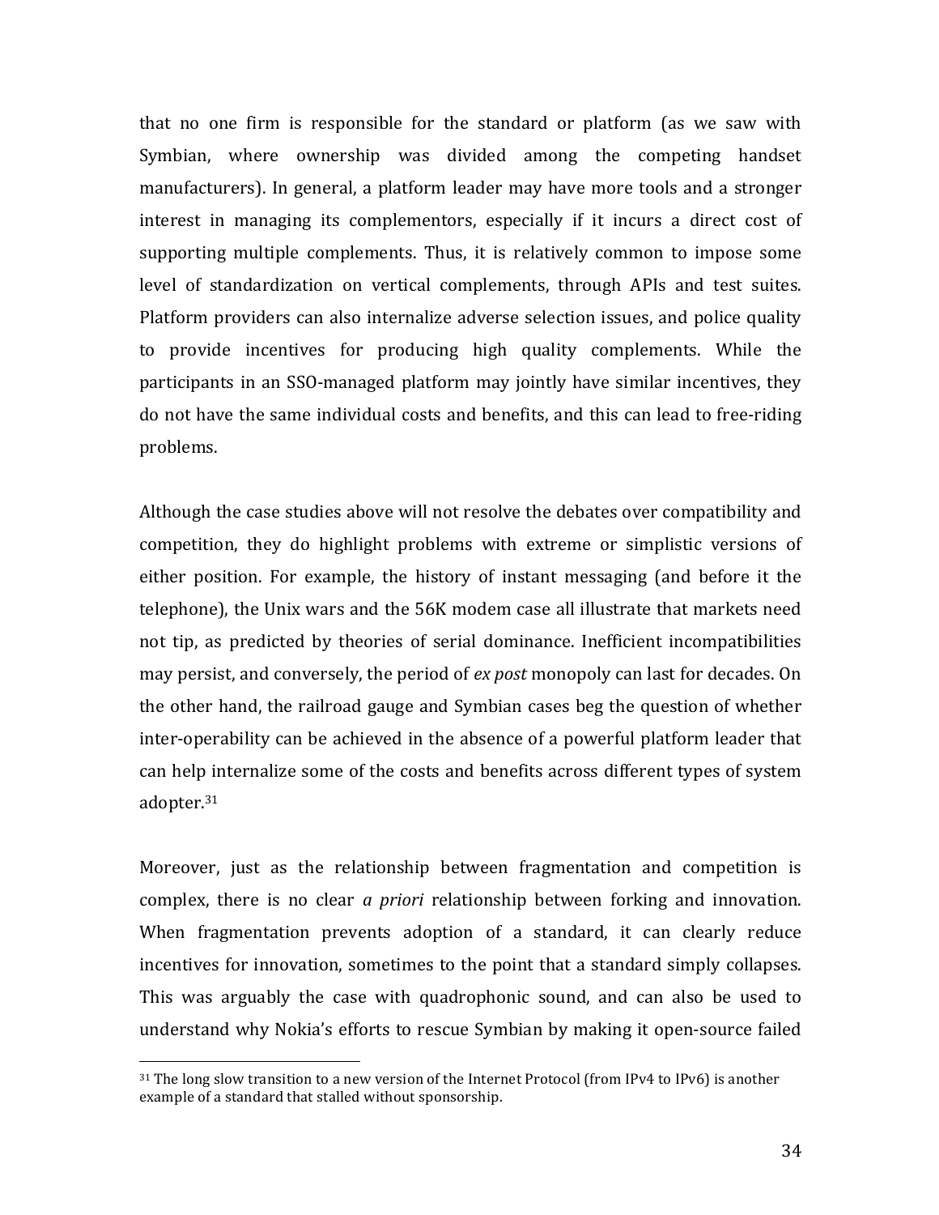that no one firm is responsible for the standard or platform (as we saw with Symbian, where ownership was divided among the competing handset manufacturers). In general, a platform leader may have more tools and a stronger interest in managing its complementors, especially if it incurs a direct cost of supporting multiple complements. Thus, it is relatively common to impose some level of standardization on vertical complements, through APIs and test suites. Platform providers can also internalize adverse selection issues, and police quality to provide incentives for producing high quality complements. While the participants in an SSO-managed platform may jointly have similar incentives, they do not have the same individual costs and benefits, and this can lead to free-riding problems.

Although the case studies above will not resolve the debates over compatibility and competition, they do highlight problems with extreme or simplistic versions of either position. For example, the history of instant messaging (and before it the telephone), the Unix wars and the 56K modem case all illustrate that markets need not tip, as predicted by theories of serial dominance. Inefficient incompatibilities may persist, and conversely, the period of *ex post* monopoly can last for decades. On the other hand, the railroad gauge and Symbian cases beg the question of whether inter-operability can be achieved in the absence of a powerful platform leader that can help internalize some of the costs and benefits across different types of system adopter.[31]

Moreover, just as the relationship between fragmentation and competition is complex, there is no clear *a priori* relationship between forking and innovation. When fragmentation prevents adoption of a standard, it can clearly reduce incentives for innovation, sometimes to the point that a standard simply collapses. This was arguably the case with quadrophonic sound, and can also be used to understand why Nokia's efforts to rescue Symbian by making it open-source failed

[31] The long slow transition to a new version of the Internet Protocol (from IPv4 to IPv6) is another example of a standard that stalled without sponsorship.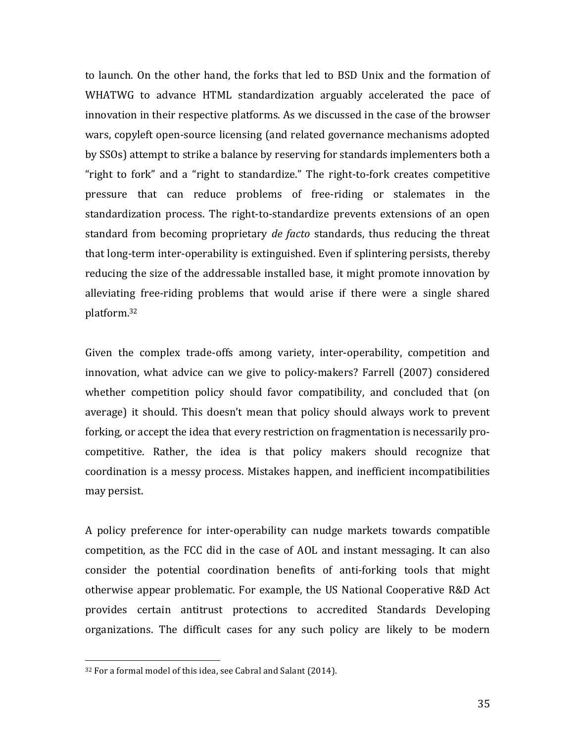to launch. On the other hand, the forks that led to BSD Unix and the formation of WHATWG to advance HTML standardization arguably accelerated the pace of innovation in their respective platforms. As we discussed in the case of the browser wars, copyleft open-source licensing (and related governance mechanisms adopted by SSOs) attempt to strike a balance by reserving for standards implementers both a "right to fork" and a "right to standardize." The right-to-fork creates competitive pressure that can reduce problems of free-riding or stalemates in the standardization process. The right-to-standardize prevents extensions of an open standard from becoming proprietary *de facto* standards, thus reducing the threat that long-term inter-operability is extinguished. Even if splintering persists, thereby reducing the size of the addressable installed base, it might promote innovation by alleviating free-riding problems that would arise if there were a single shared platform.[32]

Given the complex trade-offs among variety, inter-operability, competition and innovation, what advice can we give to policy-makers? Farrell (2007) considered whether competition policy should favor compatibility, and concluded that (on average) it should. This doesn't mean that policy should always work to prevent forking, or accept the idea that every restriction on fragmentation is necessarily pro-competitive. Rather, the idea is that policy makers should recognize that coordination is a messy process. Mistakes happen, and inefficient incompatibilities may persist.

A policy preference for inter-operability can nudge markets towards compatible competition, as the FCC did in the case of AOL and instant messaging. It can also consider the potential coordination benefits of anti-forking tools that might otherwise appear problematic. For example, the US National Cooperative R&D Act provides certain antitrust protections to accredited Standards Developing organizations. The difficult cases for any such policy are likely to be modern

[32] For a formal model of this idea, see Cabral and Salant (2014).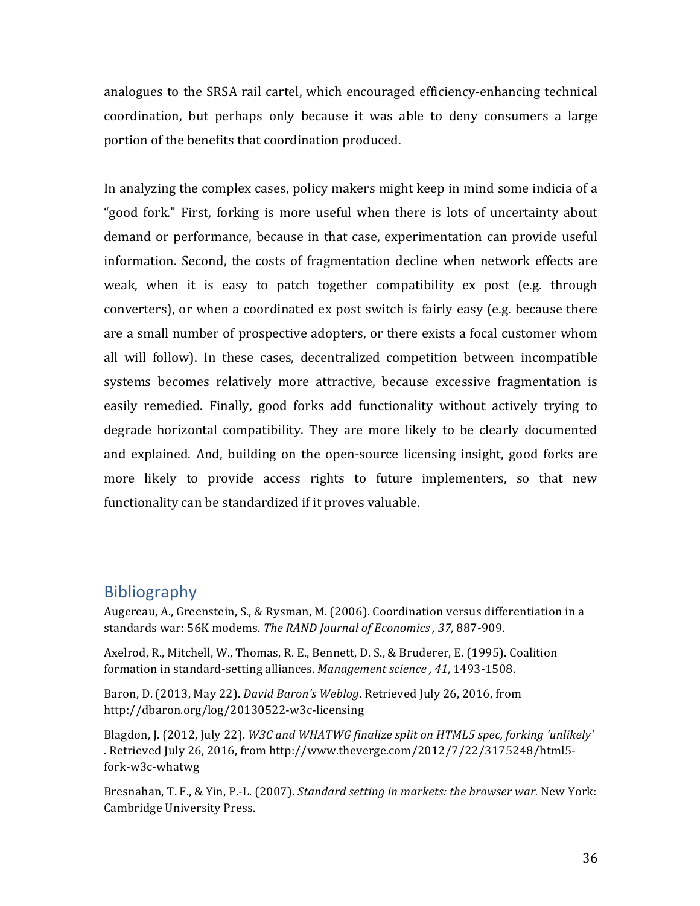analogues to the SRSA rail cartel, which encouraged efficiency-enhancing technical coordination, but perhaps only because it was able to deny consumers a large portion of the benefits that coordination produced.

In analyzing the complex cases, policy makers might keep in mind some indicia of a "good fork." First, forking is more useful when there is lots of uncertainty about demand or performance, because in that case, experimentation can provide useful information. Second, the costs of fragmentation decline when network effects are weak, when it is easy to patch together compatibility ex post (e.g. through converters), or when a coordinated ex post switch is fairly easy (e.g. because there are a small number of prospective adopters, or there exists a focal customer whom all will follow). In these cases, decentralized competition between incompatible systems becomes relatively more attractive, because excessive fragmentation is easily remedied. Finally, good forks add functionality without actively trying to degrade horizontal compatibility. They are more likely to be clearly documented and explained. And, building on the open-source licensing insight, good forks are more likely to provide access rights to future implementers, so that new functionality can be standardized if it proves valuable.

## Bibliography

Augereau, A., Greenstein, S., & Rysman, M. (2006). Coordination versus differentiation in a standards war: 56K modems. *The RAND Journal of Economics , 37*, 887-909.

Axelrod, R., Mitchell, W., Thomas, R. E., Bennett, D. S., & Bruderer, E. (1995). Coalition formation in standard-setting alliances. *Management science , 41*, 1493-1508.

Baron, D. (2013, May 22). *David Baron's Weblog*. Retrieved July 26, 2016, from http://dbaron.org/log/20130522-w3c-licensing

Blagdon, J. (2012, July 22). *W3C and WHATWG finalize split on HTML5 spec, forking 'unlikely'* . Retrieved July 26, 2016, from http://www.theverge.com/2012/7/22/3175248/html5-fork-w3c-whatwg

Bresnahan, T. F., & Yin, P.-L. (2007). *Standard setting in markets: the browser war.* New York: Cambridge University Press.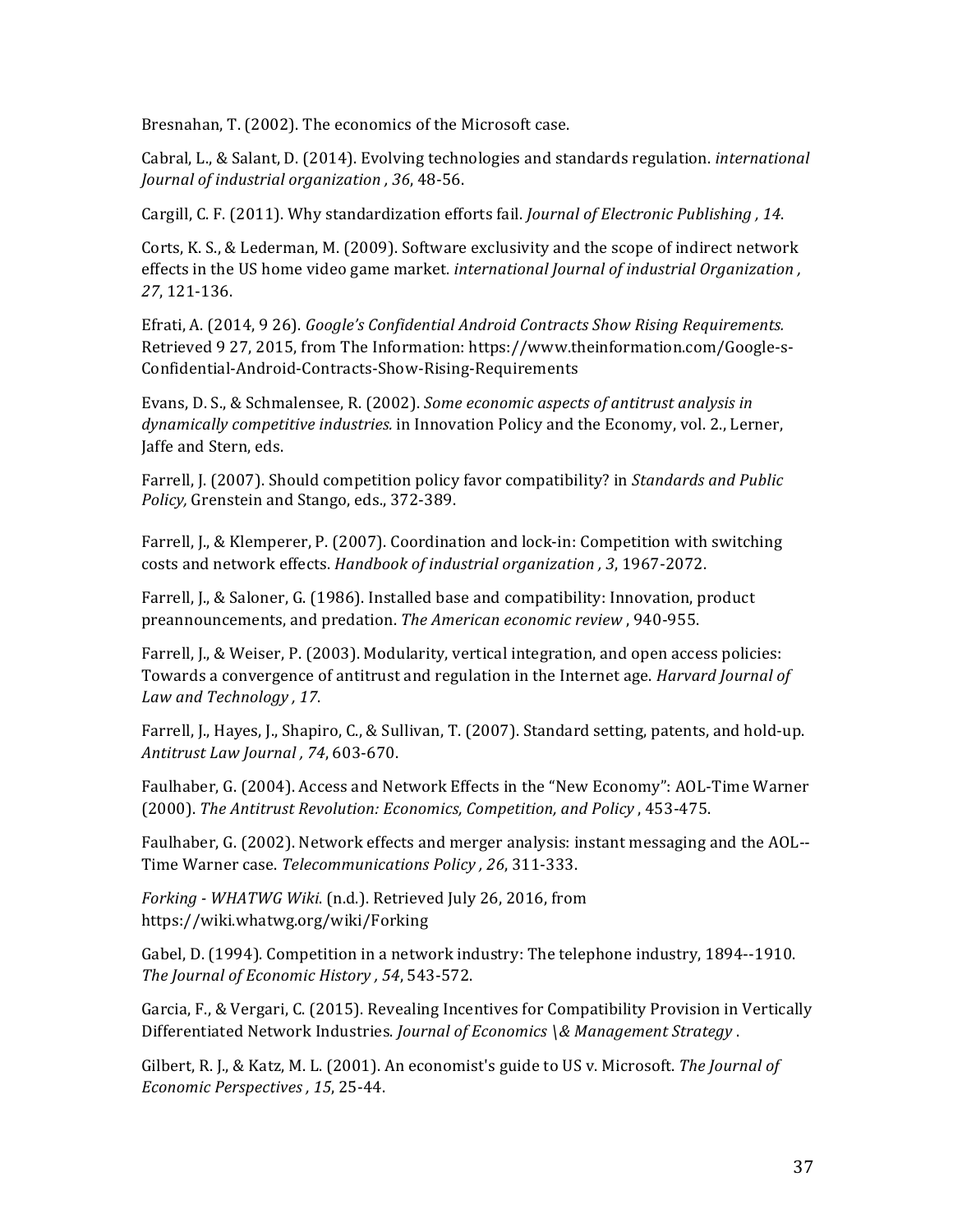Bresnahan, T. (2002). The economics of the Microsoft case.

Cabral, L., & Salant, D. (2014). Evolving technologies and standards regulation. *international Journal of industrial organization , 36*, 48-56.

Cargill, C. F. (2011). Why standardization efforts fail. *Journal of Electronic Publishing , 14*.

Corts, K. S., & Lederman, M. (2009). Software exclusivity and the scope of indirect network effects in the US home video game market. *international Journal of industrial Organization , 27*, 121-136.

Efrati, A. (2014, 9 26). *Google's Confidential Android Contracts Show Rising Requirements.* Retrieved 9 27, 2015, from The Information: https://www.theinformation.com/Google-s-Confidential-Android-Contracts-Show-Rising-Requirements

Evans, D. S., & Schmalensee, R. (2002). *Some economic aspects of antitrust analysis in dynamically competitive industries.* in Innovation Policy and the Economy, vol. 2., Lerner, Jaffe and Stern, eds.

Farrell, J. (2007). Should competition policy favor compatibility? in *Standards and Public Policy,* Grenstein and Stango, eds., 372-389.

Farrell, J., & Klemperer, P. (2007). Coordination and lock-in: Competition with switching costs and network effects. *Handbook of industrial organization , 3*, 1967-2072.

Farrell, J., & Saloner, G. (1986). Installed base and compatibility: Innovation, product preannouncements, and predation. *The American economic review* , 940-955.

Farrell, J., & Weiser, P. (2003). Modularity, vertical integration, and open access policies: Towards a convergence of antitrust and regulation in the Internet age. *Harvard Journal of Law and Technology , 17*.

Farrell, J., Hayes, J., Shapiro, C., & Sullivan, T. (2007). Standard setting, patents, and hold-up. *Antitrust Law Journal , 74*, 603-670.

Faulhaber, G. (2004). Access and Network Effects in the "New Economy": AOL-Time Warner (2000). *The Antitrust Revolution: Economics, Competition, and Policy* , 453-475.

Faulhaber, G. (2002). Network effects and merger analysis: instant messaging and the AOL--Time Warner case. *Telecommunications Policy , 26*, 311-333.

*Forking - WHATWG Wiki*. (n.d.). Retrieved July 26, 2016, from https://wiki.whatwg.org/wiki/Forking

Gabel, D. (1994). Competition in a network industry: The telephone industry, 1894--1910. *The Journal of Economic History , 54*, 543-572.

Garcia, F., & Vergari, C. (2015). Revealing Incentives for Compatibility Provision in Vertically Differentiated Network Industries. *Journal of Economics \& Management Strategy* .

Gilbert, R. J., & Katz, M. L. (2001). An economist's guide to US v. Microsoft. *The Journal of Economic Perspectives , 15*, 25-44.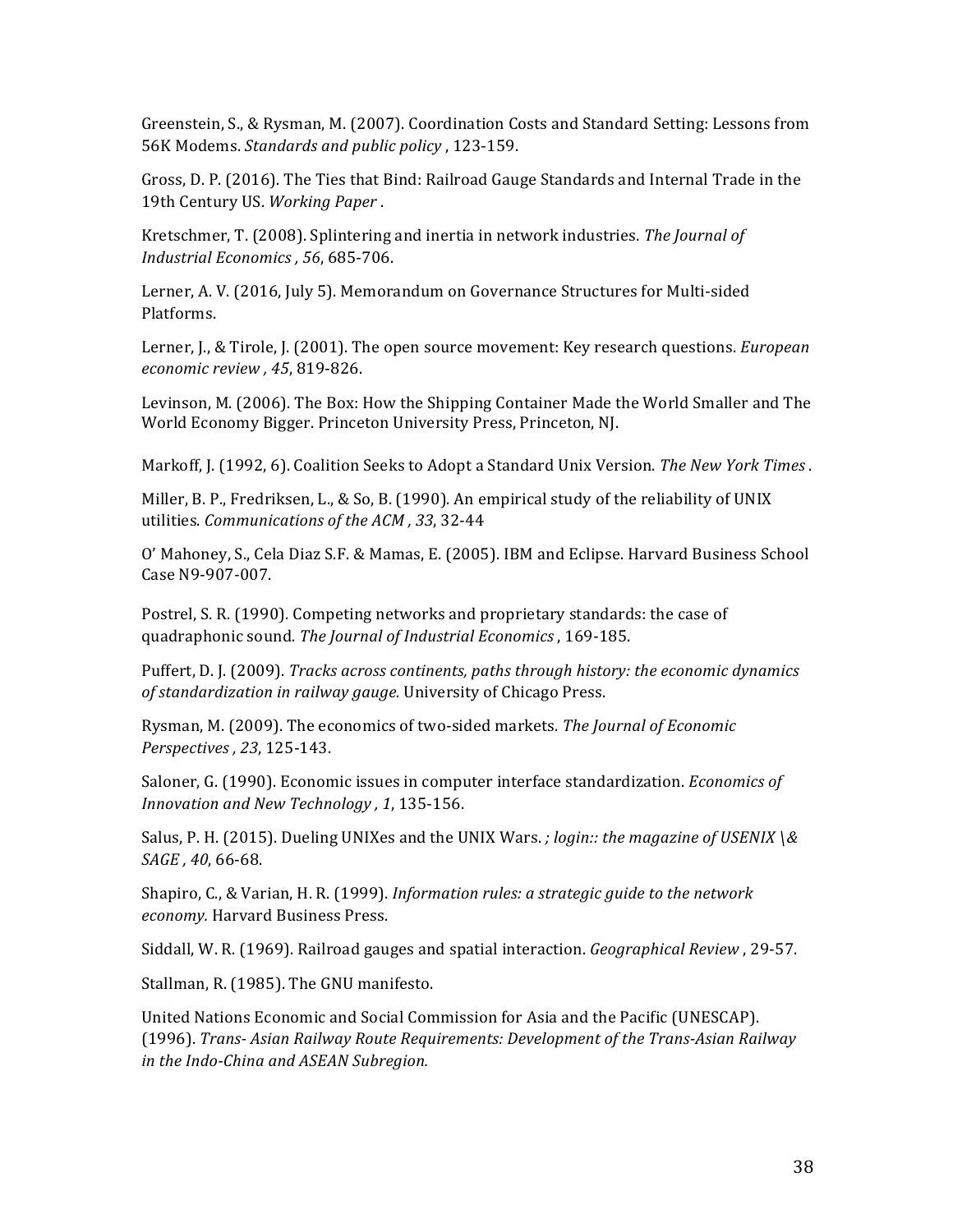Greenstein, S., & Rysman, M. (2007). Coordination Costs and Standard Setting: Lessons from 56K Modems. *Standards and public policy* , 123-159.

Gross, D. P. (2016). The Ties that Bind: Railroad Gauge Standards and Internal Trade in the 19th Century US. *Working Paper* .

Kretschmer, T. (2008). Splintering and inertia in network industries. *The Journal of Industrial Economics , 56*, 685-706.

Lerner, A. V. (2016, July 5). Memorandum on Governance Structures for Multi-sided Platforms.

Lerner, J., & Tirole, J. (2001). The open source movement: Key research questions. *European economic review , 45*, 819-826.

Levinson, M. (2006). The Box: How the Shipping Container Made the World Smaller and The World Economy Bigger. Princeton University Press, Princeton, NJ.

Markoff, J. (1992, 6). Coalition Seeks to Adopt a Standard Unix Version. *The New York Times* .

Miller, B. P., Fredriksen, L., & So, B. (1990). An empirical study of the reliability of UNIX utilities. *Communications of the ACM , 33*, 32-44

O' Mahoney, S., Cela Diaz S.F. & Mamas, E. (2005). IBM and Eclipse. Harvard Business School Case N9-907-007.

Postrel, S. R. (1990). Competing networks and proprietary standards: the case of quadraphonic sound. *The Journal of Industrial Economics* , 169-185.

Puffert, D. J. (2009). *Tracks across continents, paths through history: the economic dynamics of standardization in railway gauge.* University of Chicago Press.

Rysman, M. (2009). The economics of two-sided markets. *The Journal of Economic Perspectives , 23*, 125-143.

Saloner, G. (1990). Economic issues in computer interface standardization. *Economics of Innovation and New Technology , 1*, 135-156.

Salus, P. H. (2015). Dueling UNIXes and the UNIX Wars. *; login:: the magazine of USENIX \& SAGE , 40*, 66-68.

Shapiro, C., & Varian, H. R. (1999). *Information rules: a strategic guide to the network economy.* Harvard Business Press.

Siddall, W. R. (1969). Railroad gauges and spatial interaction. *Geographical Review* , 29-57.

Stallman, R. (1985). The GNU manifesto.

United Nations Economic and Social Commission for Asia and the Pacific (UNESCAP). (1996). *Trans- Asian Railway Route Requirements: Development of the Trans-Asian Railway in the Indo-China and ASEAN Subregion.*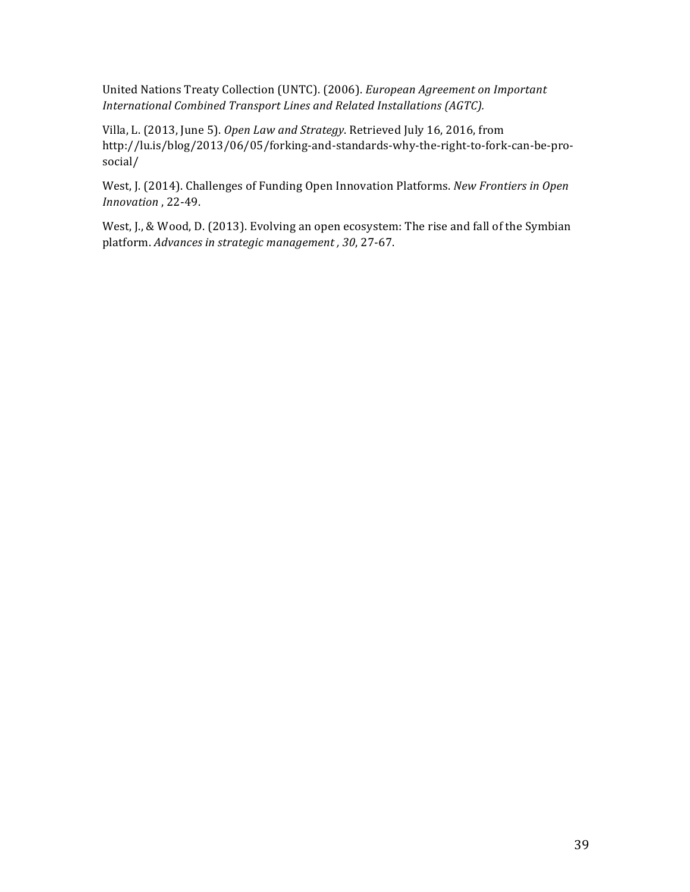United Nations Treaty Collection (UNTC). (2006). *European Agreement on Important International Combined Transport Lines and Related Installations (AGTC).*

Villa, L. (2013, June 5). *Open Law and Strategy*. Retrieved July 16, 2016, from http://lu.is/blog/2013/06/05/forking-and-standards-why-the-right-to-fork-can-be-pro-social/

West, J. (2014). Challenges of Funding Open Innovation Platforms. *New Frontiers in Open Innovation* , 22-49.

West, J., & Wood, D. (2013). Evolving an open ecosystem: The rise and fall of the Symbian platform. *Advances in strategic management , 30*, 27-67.